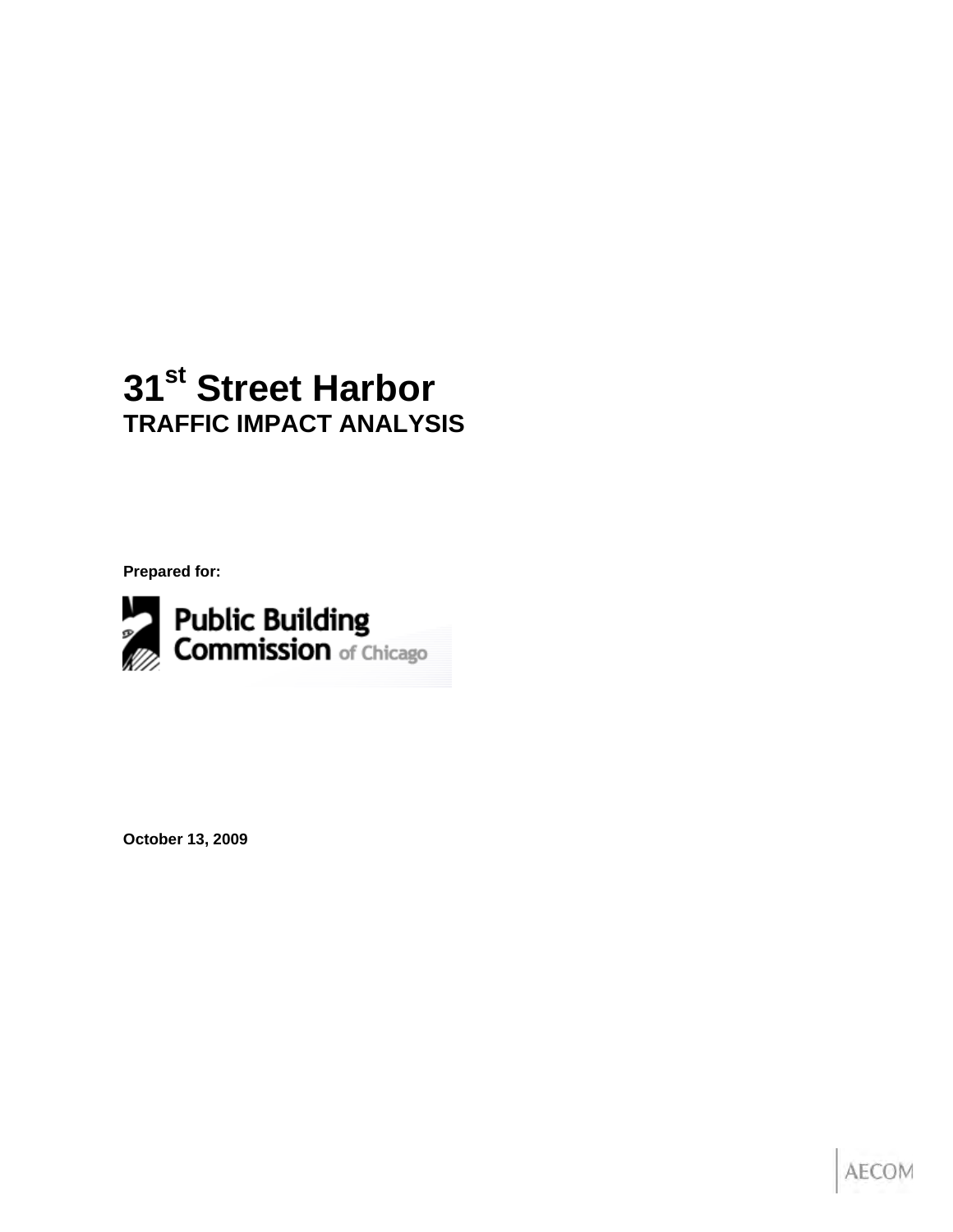# 31st Street Harbor

## TRAFFIC IMPACT ANALYSIS

**Prepared for:**

Public Building Commission of Chicago

**October 13, 2009**

AECOM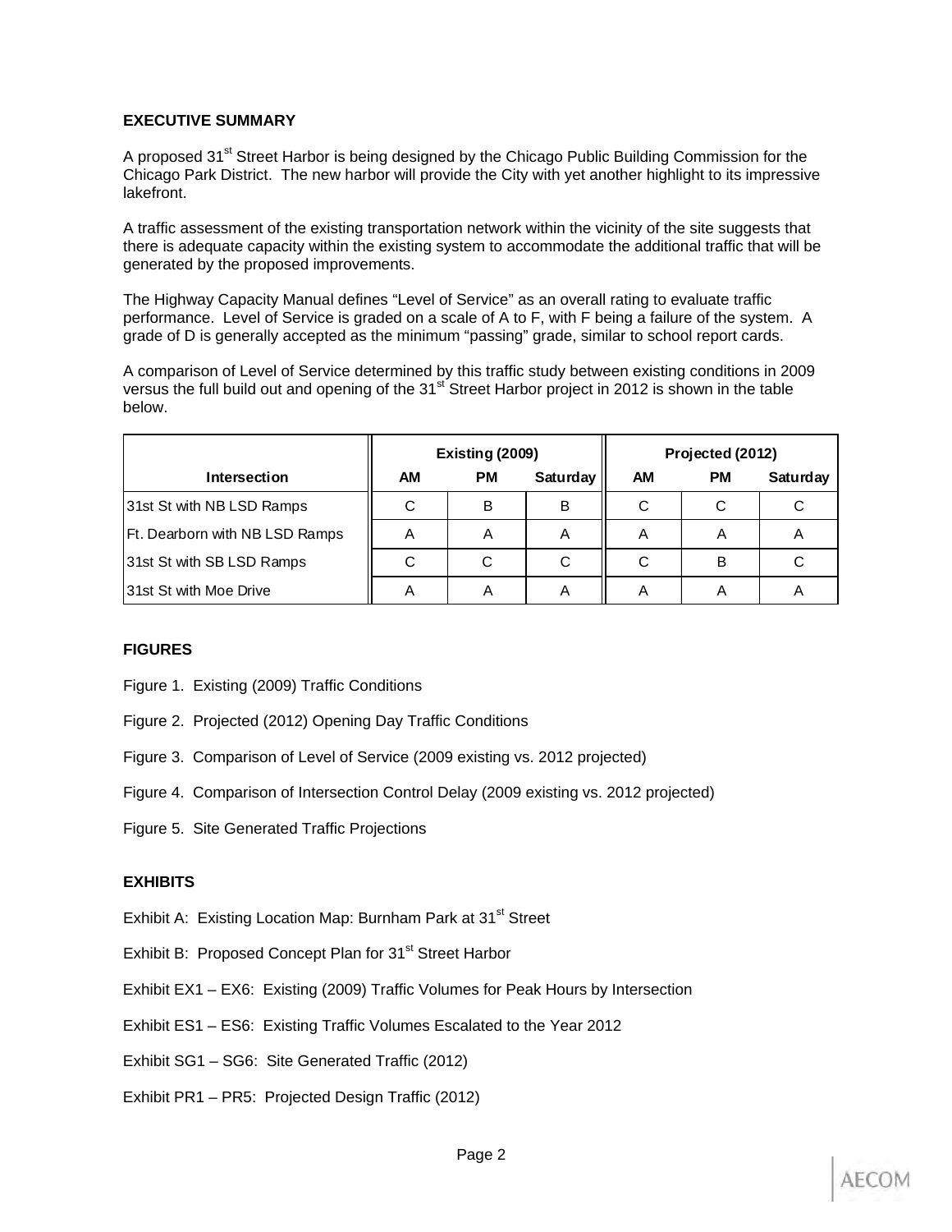## EXECUTIVE SUMMARY

A proposed 31st Street Harbor is being designed by the Chicago Public Building Commission for the Chicago Park District. The new harbor will provide the City with yet another highlight to its impressive lakefront.

A traffic assessment of the existing transportation network within the vicinity of the site suggests that there is adequate capacity within the existing system to accommodate the additional traffic that will be generated by the proposed improvements.

The Highway Capacity Manual defines "Level of Service" as an overall rating to evaluate traffic performance. Level of Service is graded on a scale of A to F, with F being a failure of the system. A grade of D is generally accepted as the minimum "passing" grade, similar to school report cards.

A comparison of Level of Service determined by this traffic study between existing conditions in 2009 versus the full build out and opening of the 31st Street Harbor project in 2012 is shown in the table below.

| | Existing (2009) | | | Projected (2012) | | |
|---|---|---|---|---|---|---|
| **Intersection** | **AM** | **PM** | **Saturday** | **AM** | **PM** | **Saturday** |
| 31st St with NB LSD Ramps | C | B | B | C | C | C |
| Ft. Dearborn with NB LSD Ramps | A | A | A | A | A | A |
| 31st St with SB LSD Ramps | C | C | C | C | B | C |
| 31st St with Moe Drive | A | A | A | A | A | A |

## FIGURES

Figure 1. Existing (2009) Traffic Conditions

Figure 2. Projected (2012) Opening Day Traffic Conditions

Figure 3. Comparison of Level of Service (2009 existing vs. 2012 projected)

Figure 4. Comparison of Intersection Control Delay (2009 existing vs. 2012 projected)

Figure 5. Site Generated Traffic Projections

## EXHIBITS

Exhibit A: Existing Location Map: Burnham Park at 31st Street

Exhibit B: Proposed Concept Plan for 31st Street Harbor

Exhibit EX1 – EX6: Existing (2009) Traffic Volumes for Peak Hours by Intersection

Exhibit ES1 – ES6: Existing Traffic Volumes Escalated to the Year 2012

Exhibit SG1 – SG6: Site Generated Traffic (2012)

Exhibit PR1 – PR5: Projected Design Traffic (2012)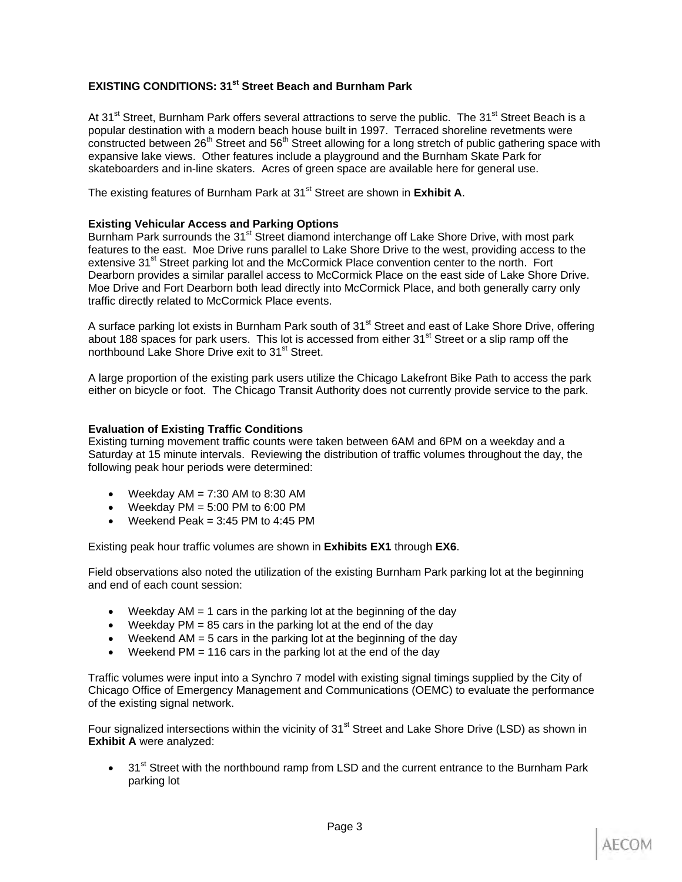## EXISTING CONDITIONS: 31st Street Beach and Burnham Park

At 31st Street, Burnham Park offers several attractions to serve the public. The 31st Street Beach is a popular destination with a modern beach house built in 1997. Terraced shoreline revetments were constructed between 26th Street and 56th Street allowing for a long stretch of public gathering space with expansive lake views. Other features include a playground and the Burnham Skate Park for skateboarders and in-line skaters. Acres of green space are available here for general use.

The existing features of Burnham Park at 31st Street are shown in **Exhibit A**.

### Existing Vehicular Access and Parking Options

Burnham Park surrounds the 31st Street diamond interchange off Lake Shore Drive, with most park features to the east. Moe Drive runs parallel to Lake Shore Drive to the west, providing access to the extensive 31st Street parking lot and the McCormick Place convention center to the north. Fort Dearborn provides a similar parallel access to McCormick Place on the east side of Lake Shore Drive. Moe Drive and Fort Dearborn both lead directly into McCormick Place, and both generally carry only traffic directly related to McCormick Place events.

A surface parking lot exists in Burnham Park south of 31st Street and east of Lake Shore Drive, offering about 188 spaces for park users. This lot is accessed from either 31st Street or a slip ramp off the northbound Lake Shore Drive exit to 31st Street.

A large proportion of the existing park users utilize the Chicago Lakefront Bike Path to access the park either on bicycle or foot. The Chicago Transit Authority does not currently provide service to the park.

### Evaluation of Existing Traffic Conditions

Existing turning movement traffic counts were taken between 6AM and 6PM on a weekday and a Saturday at 15 minute intervals. Reviewing the distribution of traffic volumes throughout the day, the following peak hour periods were determined:

- Weekday AM = 7:30 AM to 8:30 AM
- Weekday PM = 5:00 PM to 6:00 PM
- Weekend Peak = 3:45 PM to 4:45 PM

Existing peak hour traffic volumes are shown in **Exhibits EX1** through **EX6**.

Field observations also noted the utilization of the existing Burnham Park parking lot at the beginning and end of each count session:

- Weekday AM = 1 cars in the parking lot at the beginning of the day
- Weekday PM = 85 cars in the parking lot at the end of the day
- Weekend AM = 5 cars in the parking lot at the beginning of the day
- Weekend PM = 116 cars in the parking lot at the end of the day

Traffic volumes were input into a Synchro 7 model with existing signal timings supplied by the City of Chicago Office of Emergency Management and Communications (OEMC) to evaluate the performance of the existing signal network.

Four signalized intersections within the vicinity of 31st Street and Lake Shore Drive (LSD) as shown in **Exhibit A** were analyzed:

- 31st Street with the northbound ramp from LSD and the current entrance to the Burnham Park parking lot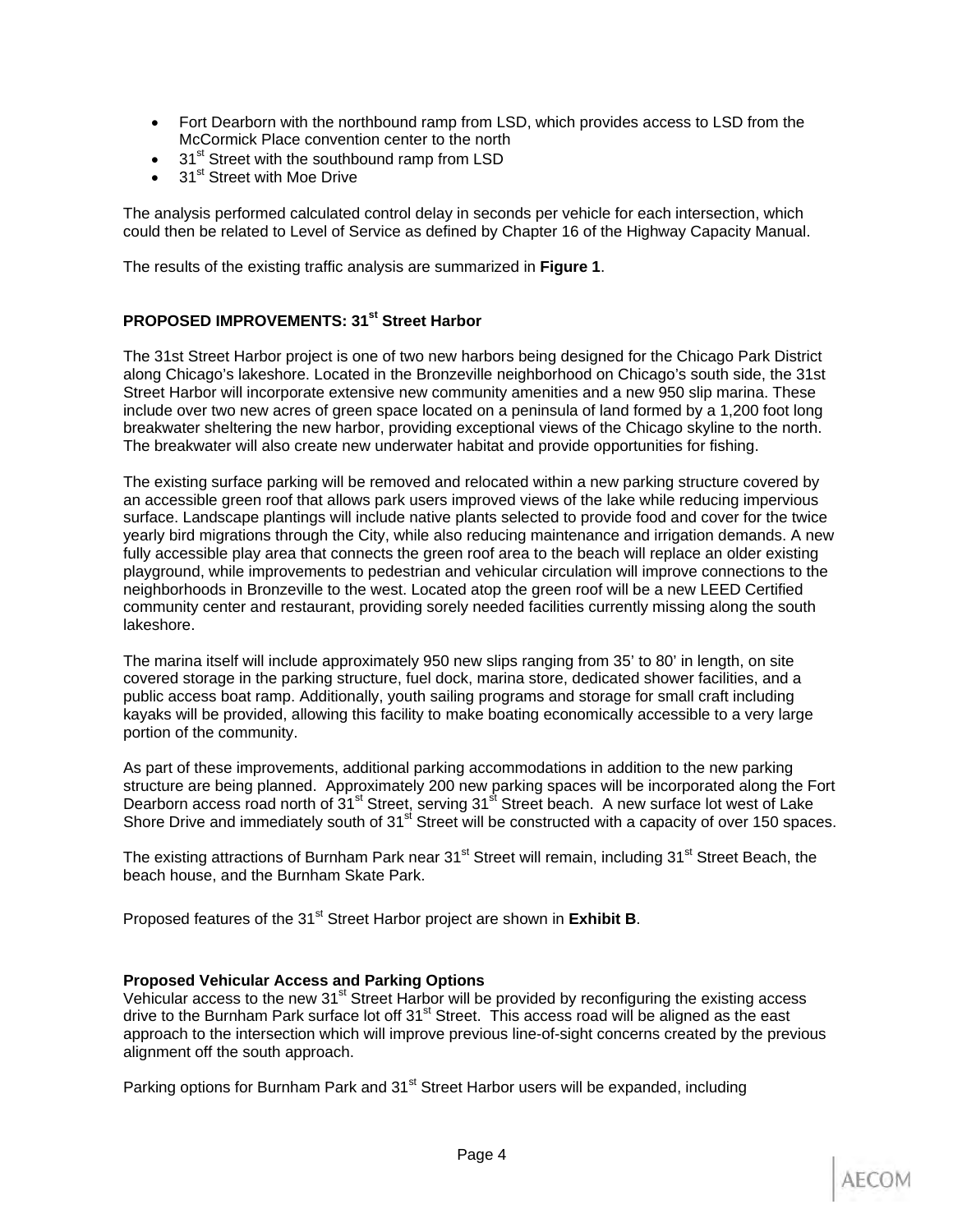- Fort Dearborn with the northbound ramp from LSD, which provides access to LSD from the McCormick Place convention center to the north
- 31st Street with the southbound ramp from LSD
- 31st Street with Moe Drive

The analysis performed calculated control delay in seconds per vehicle for each intersection, which could then be related to Level of Service as defined by Chapter 16 of the Highway Capacity Manual.

The results of the existing traffic analysis are summarized in **Figure 1**.

## PROPOSED IMPROVEMENTS: 31st Street Harbor

The 31st Street Harbor project is one of two new harbors being designed for the Chicago Park District along Chicago's lakeshore. Located in the Bronzeville neighborhood on Chicago's south side, the 31st Street Harbor will incorporate extensive new community amenities and a new 950 slip marina. These include over two new acres of green space located on a peninsula of land formed by a 1,200 foot long breakwater sheltering the new harbor, providing exceptional views of the Chicago skyline to the north. The breakwater will also create new underwater habitat and provide opportunities for fishing.

The existing surface parking will be removed and relocated within a new parking structure covered by an accessible green roof that allows park users improved views of the lake while reducing impervious surface. Landscape plantings will include native plants selected to provide food and cover for the twice yearly bird migrations through the City, while also reducing maintenance and irrigation demands. A new fully accessible play area that connects the green roof area to the beach will replace an older existing playground, while improvements to pedestrian and vehicular circulation will improve connections to the neighborhoods in Bronzeville to the west. Located atop the green roof will be a new LEED Certified community center and restaurant, providing sorely needed facilities currently missing along the south lakeshore.

The marina itself will include approximately 950 new slips ranging from 35' to 80' in length, on site covered storage in the parking structure, fuel dock, marina store, dedicated shower facilities, and a public access boat ramp. Additionally, youth sailing programs and storage for small craft including kayaks will be provided, allowing this facility to make boating economically accessible to a very large portion of the community.

As part of these improvements, additional parking accommodations in addition to the new parking structure are being planned. Approximately 200 new parking spaces will be incorporated along the Fort Dearborn access road north of 31st Street, serving 31st Street beach. A new surface lot west of Lake Shore Drive and immediately south of 31st Street will be constructed with a capacity of over 150 spaces.

The existing attractions of Burnham Park near 31st Street will remain, including 31st Street Beach, the beach house, and the Burnham Skate Park.

Proposed features of the 31st Street Harbor project are shown in **Exhibit B**.

### Proposed Vehicular Access and Parking Options

Vehicular access to the new 31st Street Harbor will be provided by reconfiguring the existing access drive to the Burnham Park surface lot off 31st Street. This access road will be aligned as the east approach to the intersection which will improve previous line-of-sight concerns created by the previous alignment off the south approach.

Parking options for Burnham Park and 31st Street Harbor users will be expanded, including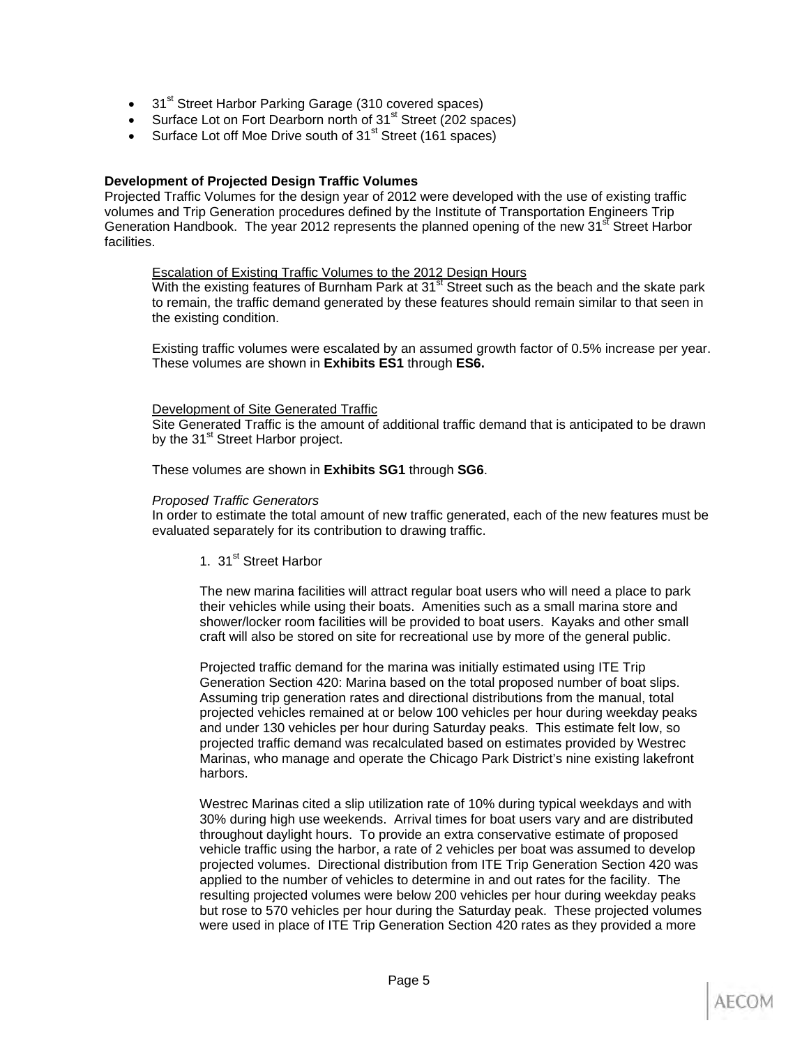- 31st Street Harbor Parking Garage (310 covered spaces)
- Surface Lot on Fort Dearborn north of 31st Street (202 spaces)
- Surface Lot off Moe Drive south of 31st Street (161 spaces)

**Development of Projected Design Traffic Volumes**

Projected Traffic Volumes for the design year of 2012 were developed with the use of existing traffic volumes and Trip Generation procedures defined by the Institute of Transportation Engineers Trip Generation Handbook. The year 2012 represents the planned opening of the new 31st Street Harbor facilities.

<u>Escalation of Existing Traffic Volumes to the 2012 Design Hours</u>

With the existing features of Burnham Park at 31st Street such as the beach and the skate park to remain, the traffic demand generated by these features should remain similar to that seen in the existing condition.

Existing traffic volumes were escalated by an assumed growth factor of 0.5% increase per year. These volumes are shown in **Exhibits ES1** through **ES6.**

<u>Development of Site Generated Traffic</u>

Site Generated Traffic is the amount of additional traffic demand that is anticipated to be drawn by the 31st Street Harbor project.

These volumes are shown in **Exhibits SG1** through **SG6**.

*Proposed Traffic Generators*

In order to estimate the total amount of new traffic generated, each of the new features must be evaluated separately for its contribution to drawing traffic.

1. 31st Street Harbor

The new marina facilities will attract regular boat users who will need a place to park their vehicles while using their boats. Amenities such as a small marina store and shower/locker room facilities will be provided to boat users. Kayaks and other small craft will also be stored on site for recreational use by more of the general public.

Projected traffic demand for the marina was initially estimated using ITE Trip Generation Section 420: Marina based on the total proposed number of boat slips. Assuming trip generation rates and directional distributions from the manual, total projected vehicles remained at or below 100 vehicles per hour during weekday peaks and under 130 vehicles per hour during Saturday peaks. This estimate felt low, so projected traffic demand was recalculated based on estimates provided by Westrec Marinas, who manage and operate the Chicago Park District's nine existing lakefront harbors.

Westrec Marinas cited a slip utilization rate of 10% during typical weekdays and with 30% during high use weekends. Arrival times for boat users vary and are distributed throughout daylight hours. To provide an extra conservative estimate of proposed vehicle traffic using the harbor, a rate of 2 vehicles per boat was assumed to develop projected volumes. Directional distribution from ITE Trip Generation Section 420 was applied to the number of vehicles to determine in and out rates for the facility. The resulting projected volumes were below 200 vehicles per hour during weekday peaks but rose to 570 vehicles per hour during the Saturday peak. These projected volumes were used in place of ITE Trip Generation Section 420 rates as they provided a more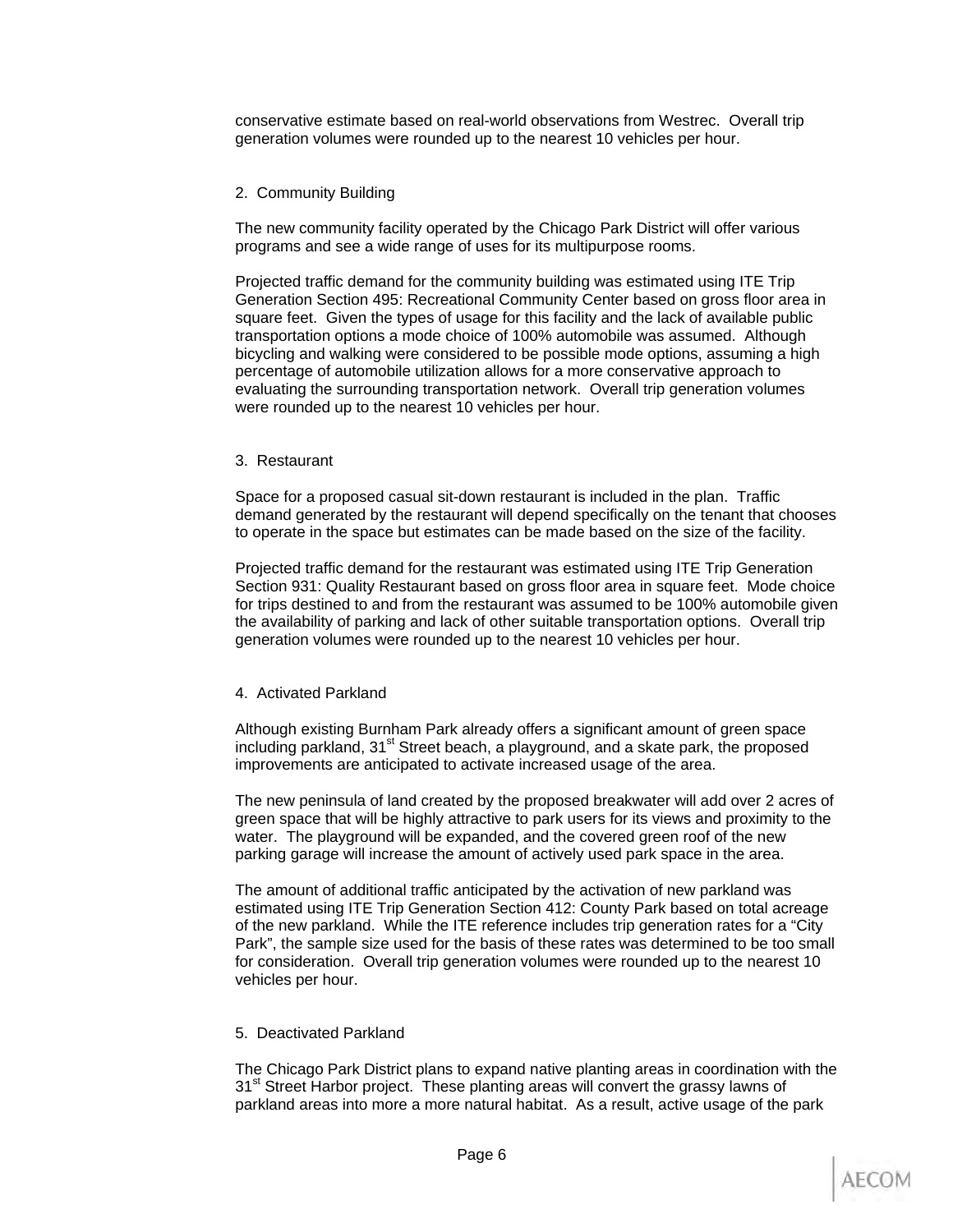conservative estimate based on real-world observations from Westrec. Overall trip generation volumes were rounded up to the nearest 10 vehicles per hour.

2. Community Building

The new community facility operated by the Chicago Park District will offer various programs and see a wide range of uses for its multipurpose rooms.

Projected traffic demand for the community building was estimated using ITE Trip Generation Section 495: Recreational Community Center based on gross floor area in square feet. Given the types of usage for this facility and the lack of available public transportation options a mode choice of 100% automobile was assumed. Although bicycling and walking were considered to be possible mode options, assuming a high percentage of automobile utilization allows for a more conservative approach to evaluating the surrounding transportation network. Overall trip generation volumes were rounded up to the nearest 10 vehicles per hour.

3. Restaurant

Space for a proposed casual sit-down restaurant is included in the plan. Traffic demand generated by the restaurant will depend specifically on the tenant that chooses to operate in the space but estimates can be made based on the size of the facility.

Projected traffic demand for the restaurant was estimated using ITE Trip Generation Section 931: Quality Restaurant based on gross floor area in square feet. Mode choice for trips destined to and from the restaurant was assumed to be 100% automobile given the availability of parking and lack of other suitable transportation options. Overall trip generation volumes were rounded up to the nearest 10 vehicles per hour.

4. Activated Parkland

Although existing Burnham Park already offers a significant amount of green space including parkland, 31st Street beach, a playground, and a skate park, the proposed improvements are anticipated to activate increased usage of the area.

The new peninsula of land created by the proposed breakwater will add over 2 acres of green space that will be highly attractive to park users for its views and proximity to the water. The playground will be expanded, and the covered green roof of the new parking garage will increase the amount of actively used park space in the area.

The amount of additional traffic anticipated by the activation of new parkland was estimated using ITE Trip Generation Section 412: County Park based on total acreage of the new parkland. While the ITE reference includes trip generation rates for a "City Park", the sample size used for the basis of these rates was determined to be too small for consideration. Overall trip generation volumes were rounded up to the nearest 10 vehicles per hour.

5. Deactivated Parkland

The Chicago Park District plans to expand native planting areas in coordination with the 31st Street Harbor project. These planting areas will convert the grassy lawns of parkland areas into more a more natural habitat. As a result, active usage of the park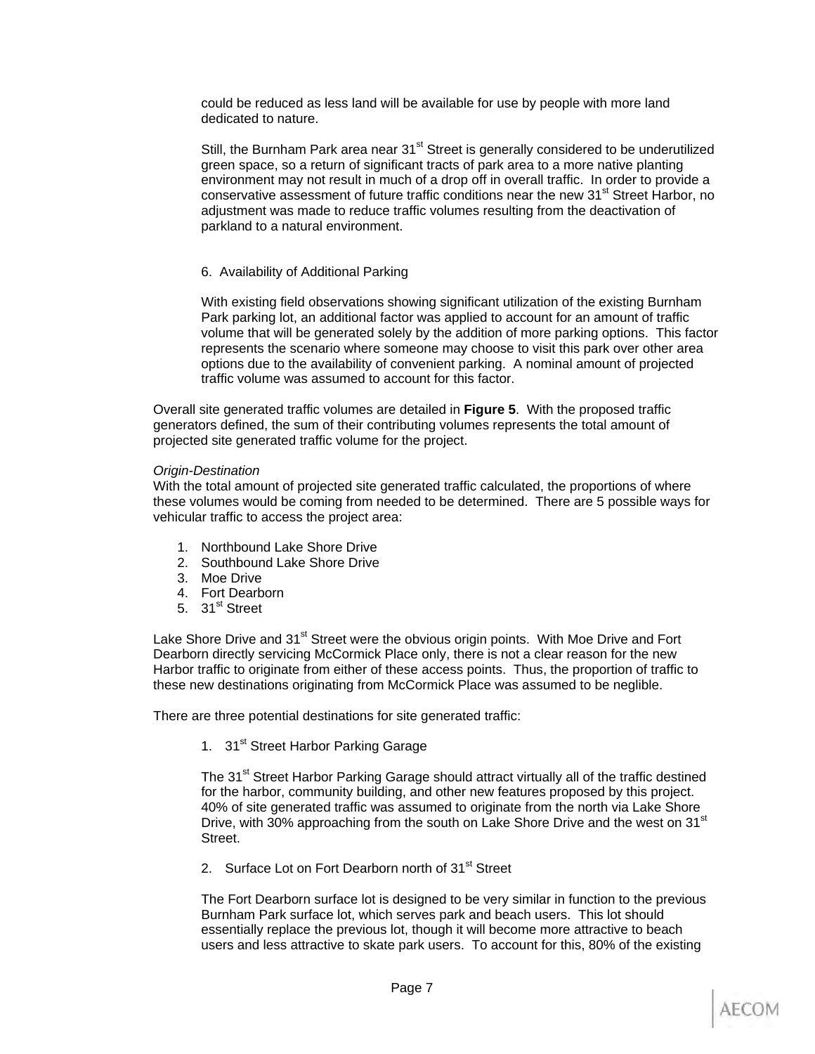could be reduced as less land will be available for use by people with more land dedicated to nature.

Still, the Burnham Park area near 31st Street is generally considered to be underutilized green space, so a return of significant tracts of park area to a more native planting environment may not result in much of a drop off in overall traffic. In order to provide a conservative assessment of future traffic conditions near the new 31st Street Harbor, no adjustment was made to reduce traffic volumes resulting from the deactivation of parkland to a natural environment.

6. Availability of Additional Parking

With existing field observations showing significant utilization of the existing Burnham Park parking lot, an additional factor was applied to account for an amount of traffic volume that will be generated solely by the addition of more parking options. This factor represents the scenario where someone may choose to visit this park over other area options due to the availability of convenient parking. A nominal amount of projected traffic volume was assumed to account for this factor.

Overall site generated traffic volumes are detailed in **Figure 5**. With the proposed traffic generators defined, the sum of their contributing volumes represents the total amount of projected site generated traffic volume for the project.

*Origin-Destination*
With the total amount of projected site generated traffic calculated, the proportions of where these volumes would be coming from needed to be determined. There are 5 possible ways for vehicular traffic to access the project area:

1. Northbound Lake Shore Drive
2. Southbound Lake Shore Drive
3. Moe Drive
4. Fort Dearborn
5. 31st Street

Lake Shore Drive and 31st Street were the obvious origin points. With Moe Drive and Fort Dearborn directly servicing McCormick Place only, there is not a clear reason for the new Harbor traffic to originate from either of these access points. Thus, the proportion of traffic to these new destinations originating from McCormick Place was assumed to be neglible.

There are three potential destinations for site generated traffic:

1. 31st Street Harbor Parking Garage

The 31st Street Harbor Parking Garage should attract virtually all of the traffic destined for the harbor, community building, and other new features proposed by this project. 40% of site generated traffic was assumed to originate from the north via Lake Shore Drive, with 30% approaching from the south on Lake Shore Drive and the west on 31st Street.

2. Surface Lot on Fort Dearborn north of 31st Street

The Fort Dearborn surface lot is designed to be very similar in function to the previous Burnham Park surface lot, which serves park and beach users. This lot should essentially replace the previous lot, though it will become more attractive to beach users and less attractive to skate park users. To account for this, 80% of the existing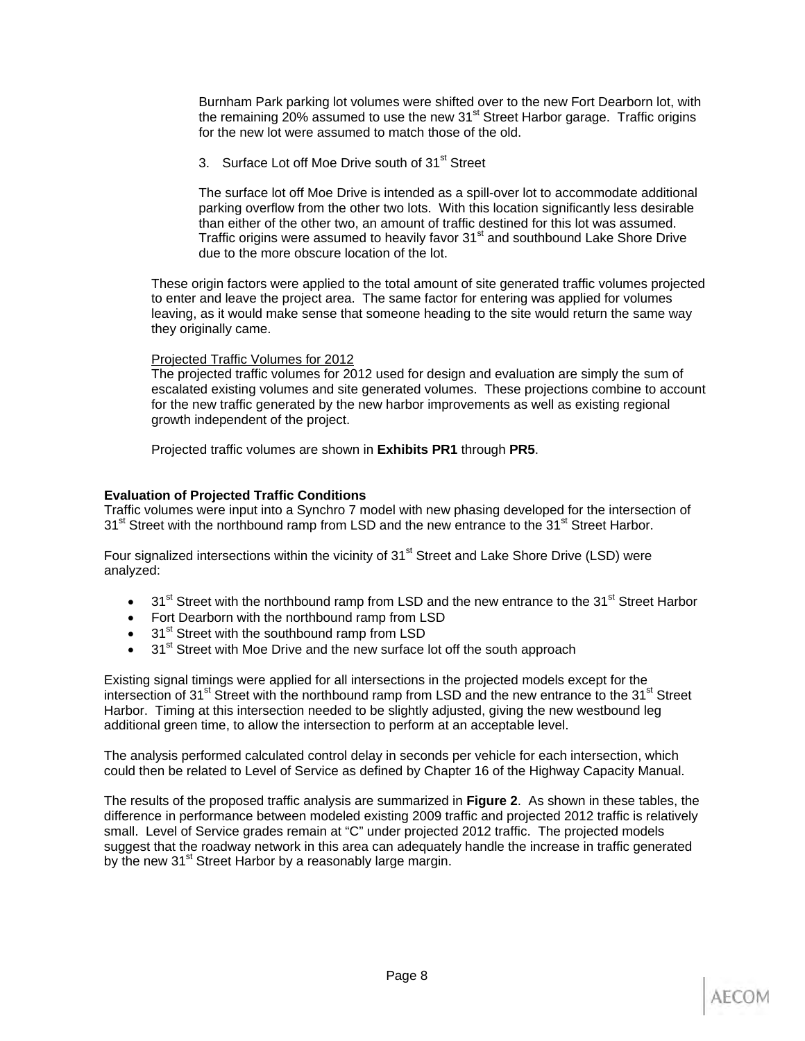Burnham Park parking lot volumes were shifted over to the new Fort Dearborn lot, with the remaining 20% assumed to use the new 31st Street Harbor garage. Traffic origins for the new lot were assumed to match those of the old.

3. Surface Lot off Moe Drive south of 31st Street

The surface lot off Moe Drive is intended as a spill-over lot to accommodate additional parking overflow from the other two lots. With this location significantly less desirable than either of the other two, an amount of traffic destined for this lot was assumed. Traffic origins were assumed to heavily favor 31st and southbound Lake Shore Drive due to the more obscure location of the lot.

These origin factors were applied to the total amount of site generated traffic volumes projected to enter and leave the project area. The same factor for entering was applied for volumes leaving, as it would make sense that someone heading to the site would return the same way they originally came.

Projected Traffic Volumes for 2012

The projected traffic volumes for 2012 used for design and evaluation are simply the sum of escalated existing volumes and site generated volumes. These projections combine to account for the new traffic generated by the new harbor improvements as well as existing regional growth independent of the project.

Projected traffic volumes are shown in **Exhibits PR1** through **PR5**.

**Evaluation of Projected Traffic Conditions**

Traffic volumes were input into a Synchro 7 model with new phasing developed for the intersection of 31st Street with the northbound ramp from LSD and the new entrance to the 31st Street Harbor.

Four signalized intersections within the vicinity of 31st Street and Lake Shore Drive (LSD) were analyzed:

- 31st Street with the northbound ramp from LSD and the new entrance to the 31st Street Harbor
- Fort Dearborn with the northbound ramp from LSD
- 31st Street with the southbound ramp from LSD
- 31st Street with Moe Drive and the new surface lot off the south approach

Existing signal timings were applied for all intersections in the projected models except for the intersection of 31st Street with the northbound ramp from LSD and the new entrance to the 31st Street Harbor. Timing at this intersection needed to be slightly adjusted, giving the new westbound leg additional green time, to allow the intersection to perform at an acceptable level.

The analysis performed calculated control delay in seconds per vehicle for each intersection, which could then be related to Level of Service as defined by Chapter 16 of the Highway Capacity Manual.

The results of the proposed traffic analysis are summarized in **Figure 2**. As shown in these tables, the difference in performance between modeled existing 2009 traffic and projected 2012 traffic is relatively small. Level of Service grades remain at "C" under projected 2012 traffic. The projected models suggest that the roadway network in this area can adequately handle the increase in traffic generated by the new 31st Street Harbor by a reasonably large margin.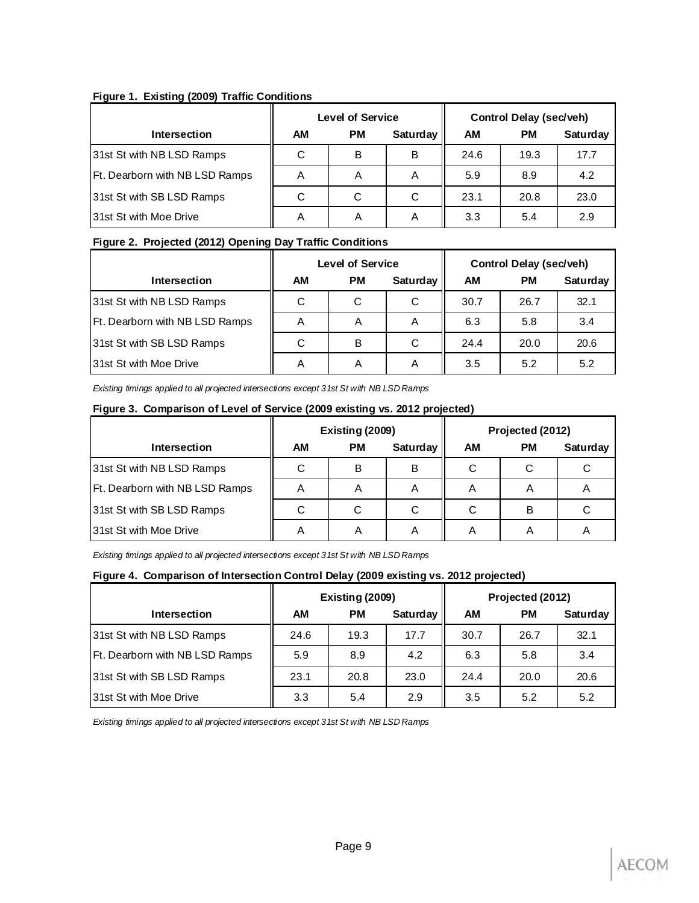**Figure 1. Existing (2009) Traffic Conditions**

| Intersection | Level of Service | | | Control Delay (sec/veh) | | |
|---|---|---|---|---|---|---|
| | AM | PM | Saturday | AM | PM | Saturday |
| 31st St with NB LSD Ramps | C | B | B | 24.6 | 19.3 | 17.7 |
| Ft. Dearborn with NB LSD Ramps | A | A | A | 5.9 | 8.9 | 4.2 |
| 31st St with SB LSD Ramps | C | C | C | 23.1 | 20.8 | 23.0 |
| 31st St with Moe Drive | A | A | A | 3.3 | 5.4 | 2.9 |

**Figure 2. Projected (2012) Opening Day Traffic Conditions**

| Intersection | Level of Service | | | Control Delay (sec/veh) | | |
|---|---|---|---|---|---|---|
| | AM | PM | Saturday | AM | PM | Saturday |
| 31st St with NB LSD Ramps | C | C | C | 30.7 | 26.7 | 32.1 |
| Ft. Dearborn with NB LSD Ramps | A | A | A | 6.3 | 5.8 | 3.4 |
| 31st St with SB LSD Ramps | C | B | C | 24.4 | 20.0 | 20.6 |
| 31st St with Moe Drive | A | A | A | 3.5 | 5.2 | 5.2 |

*Existing timings applied to all projected intersections except 31st St with NB LSD Ramps*

**Figure 3. Comparison of Level of Service (2009 existing vs. 2012 projected)**

| Intersection | Existing (2009) | | | Projected (2012) | | |
|---|---|---|---|---|---|---|
| | AM | PM | Saturday | AM | PM | Saturday |
| 31st St with NB LSD Ramps | C | B | B | C | C | C |
| Ft. Dearborn with NB LSD Ramps | A | A | A | A | A | A |
| 31st St with SB LSD Ramps | C | C | C | C | B | C |
| 31st St with Moe Drive | A | A | A | A | A | A |

*Existing timings applied to all projected intersections except 31st St with NB LSD Ramps*

**Figure 4. Comparison of Intersection Control Delay (2009 existing vs. 2012 projected)**

| Intersection | Existing (2009) | | | Projected (2012) | | |
|---|---|---|---|---|---|---|
| | AM | PM | Saturday | AM | PM | Saturday |
| 31st St with NB LSD Ramps | 24.6 | 19.3 | 17.7 | 30.7 | 26.7 | 32.1 |
| Ft. Dearborn with NB LSD Ramps | 5.9 | 8.9 | 4.2 | 6.3 | 5.8 | 3.4 |
| 31st St with SB LSD Ramps | 23.1 | 20.8 | 23.0 | 24.4 | 20.0 | 20.6 |
| 31st St with Moe Drive | 3.3 | 5.4 | 2.9 | 3.5 | 5.2 | 5.2 |

*Existing timings applied to all projected intersections except 31st St with NB LSD Ramps*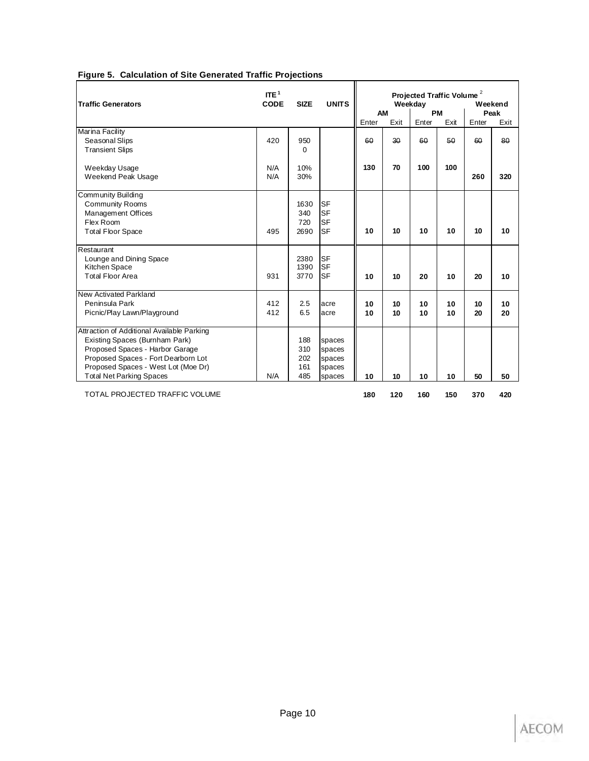**Figure 5. Calculation of Site Generated Traffic Projections**

| Traffic Generators | ITE[1] CODE | SIZE | UNITS | Projected Traffic Volume[2] Weekday AM Enter | | Weekday PM Enter | | Weekend Peak Enter | |
|---|---|---|---|---|---|---|---|---|---|
| | | | | AM Enter | AM Exit | PM Enter | PM Exit | Weekend Peak Enter | Weekend Peak Exit |
| **Marina Facility** | | | | | | | | | |
| Seasonal Slips | 420 | 950 | | ~~60~~ | ~~30~~ | ~~60~~ | ~~50~~ | ~~60~~ | ~~80~~ |
| Transient Slips | | 0 | | | | | | | |
| Weekday Usage | N/A | 10% | | **130** | **70** | **100** | **100** | | |
| Weekend Peak Usage | N/A | 30% | | | | | | **260** | **320** |
| **Community Building** | | | | | | | | | |
| Community Rooms | | 1630 | SF | | | | | | |
| Management Offices | | 340 | SF | | | | | | |
| Flex Room | | 720 | SF | | | | | | |
| Total Floor Space | 495 | 2690 | SF | **10** | **10** | **10** | **10** | **10** | **10** |
| **Restaurant** | | | | | | | | | |
| Lounge and Dining Space | | 2380 | SF | | | | | | |
| Kitchen Space | | 1390 | SF | | | | | | |
| Total Floor Area | 931 | 3770 | SF | **10** | **10** | **20** | **10** | **20** | **10** |
| **New Activated Parkland** | | | | | | | | | |
| Peninsula Park | 412 | 2.5 | acre | **10** | **10** | **10** | **10** | **10** | **10** |
| Picnic/Play Lawn/Playground | 412 | 6.5 | acre | **10** | **10** | **10** | **10** | **20** | **20** |
| **Attraction of Additional Available Parking** | | | | | | | | | |
| Existing Spaces (Burnham Park) | | 188 | spaces | | | | | | |
| Proposed Spaces - Harbor Garage | | 310 | spaces | | | | | | |
| Proposed Spaces - Fort Dearborn Lot | | 202 | spaces | | | | | | |
| Proposed Spaces - West Lot (Moe Dr) | | 161 | spaces | | | | | | |
| Total Net Parking Spaces | N/A | 485 | spaces | **10** | **10** | **10** | **10** | **50** | **50** |
| TOTAL PROJECTED TRAFFIC VOLUME | | | | **180** | **120** | **160** | **150** | **370** | **420** |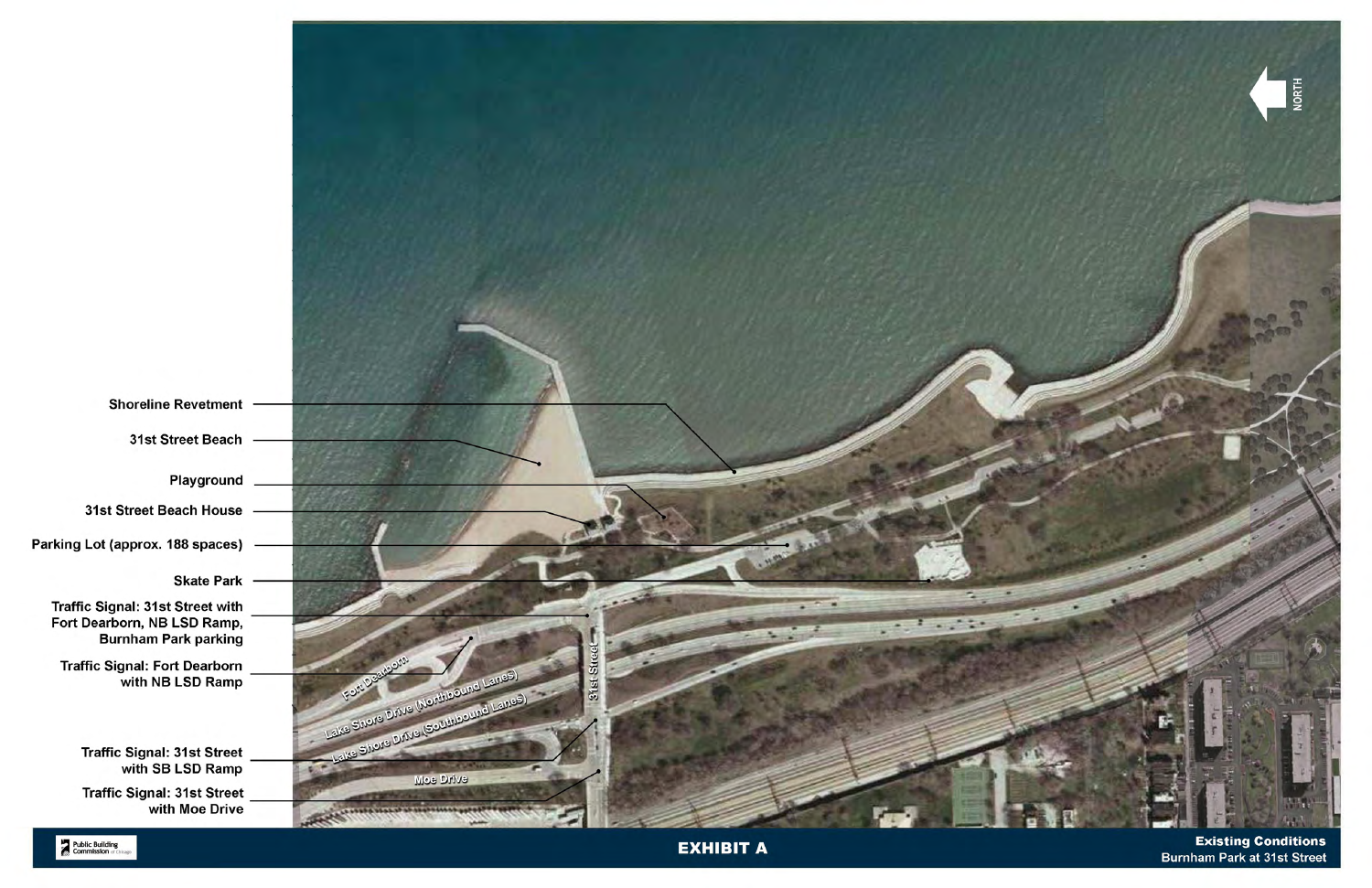Shoreline Revetment

31st Street Beach

Playground

31st Street Beach House

Parking Lot (approx. 188 spaces)

Skate Park

Traffic Signal: 31st Street with Fort Dearborn, NB LSD Ramp, Burnham Park parking

Traffic Signal: Fort Dearborn with NB LSD Ramp

Traffic Signal: 31st Street with SB LSD Ramp

Traffic Signal: 31st Street with Moe Drive

Fort Dearborn

Lake Shore Drive (Northbound Lanes)

Lake Shore Drive (Southbound Lanes)

Moe Drive

31st Street

NORTH

# EXHIBIT A

**Existing Conditions**
Burnham Park at 31st Street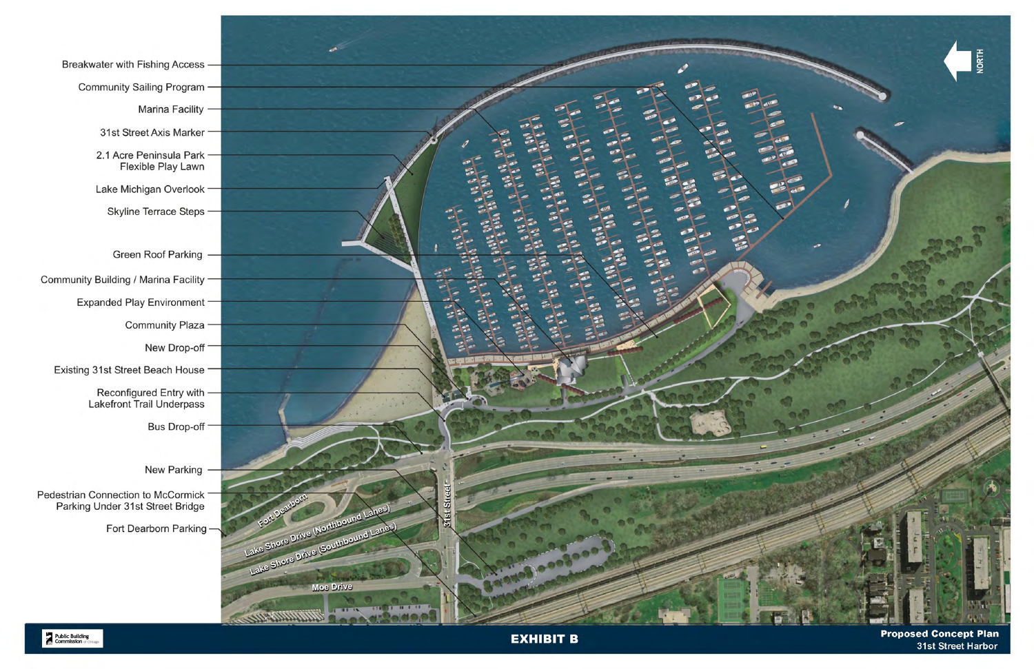Breakwater with Fishing Access

Community Sailing Program

Marina Facility

31st Street Axis Marker

2.1 Acre Peninsula Park Flexible Play Lawn

Lake Michigan Overlook

Skyline Terrace Steps

Green Roof Parking

Community Building / Marina Facility

Expanded Play Environment

Community Plaza

New Drop-off

Existing 31st Street Beach House

Reconfigured Entry with Lakefront Trail Underpass

Bus Drop-off

New Parking

Pedestrian Connection to McCormick Parking Under 31st Street Bridge

Fort Dearborn Parking

Fort Dearborn

Lake Shore Drive (Northbound Lanes)

Lake Shore Drive (Southbound Lanes)

Moe Drive

31st Street

NORTH

# EXHIBIT B

**Proposed Concept Plan**
**31st Street Harbor**

Public Building Commission of Chicago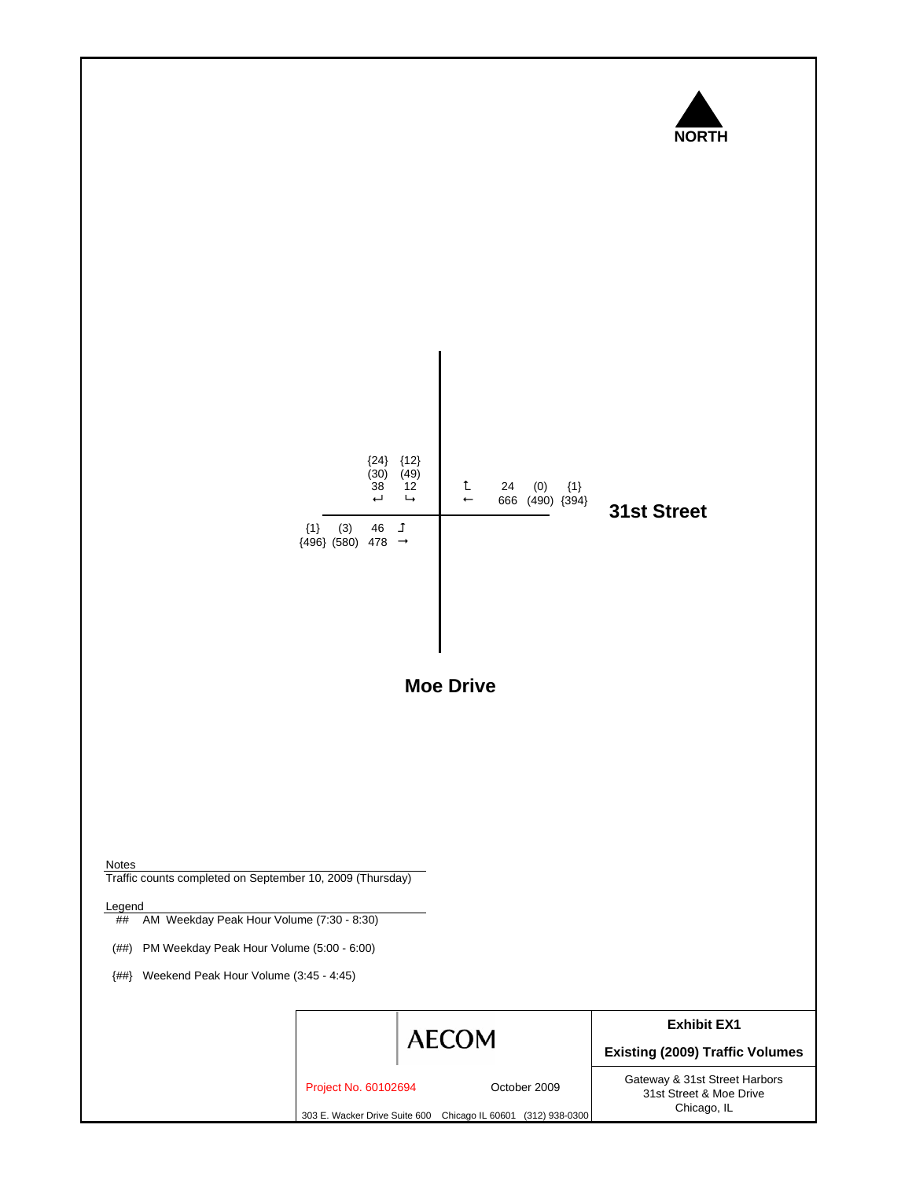NORTH

| Approach | Movement | AM | PM | Weekend |
| --- | --- | --- | --- | --- |
| Southbound (Moe Drive) | Right | 38 | (30) | {24} |
| Southbound (Moe Drive) | Left | 12 | (49) | {12} |
| Westbound (31st Street) | Right | 24 | (0) | {1} |
| Westbound (31st Street) | Through | 666 | (490) | {394} |
| Eastbound (31st Street) | Left | 46 | (3) | {1} |
| Eastbound (31st Street) | Through | 478 | (580) | {496} |

**31st Street**

**Moe Drive**

Notes

Traffic counts completed on September 10, 2009 (Thursday)

Legend

- ## AM Weekday Peak Hour Volume (7:30 - 8:30)
- (##) PM Weekday Peak Hour Volume (5:00 - 6:00)
- {##} Weekend Peak Hour Volume (3:45 - 4:45)

AECOM

Project No. 60102694 October 2009

303 E. Wacker Drive Suite 600 Chicago IL 60601 (312) 938-0300

**Exhibit EX1**

**Existing (2009) Traffic Volumes**

Gateway & 31st Street Harbors
31st Street & Moe Drive
Chicago, IL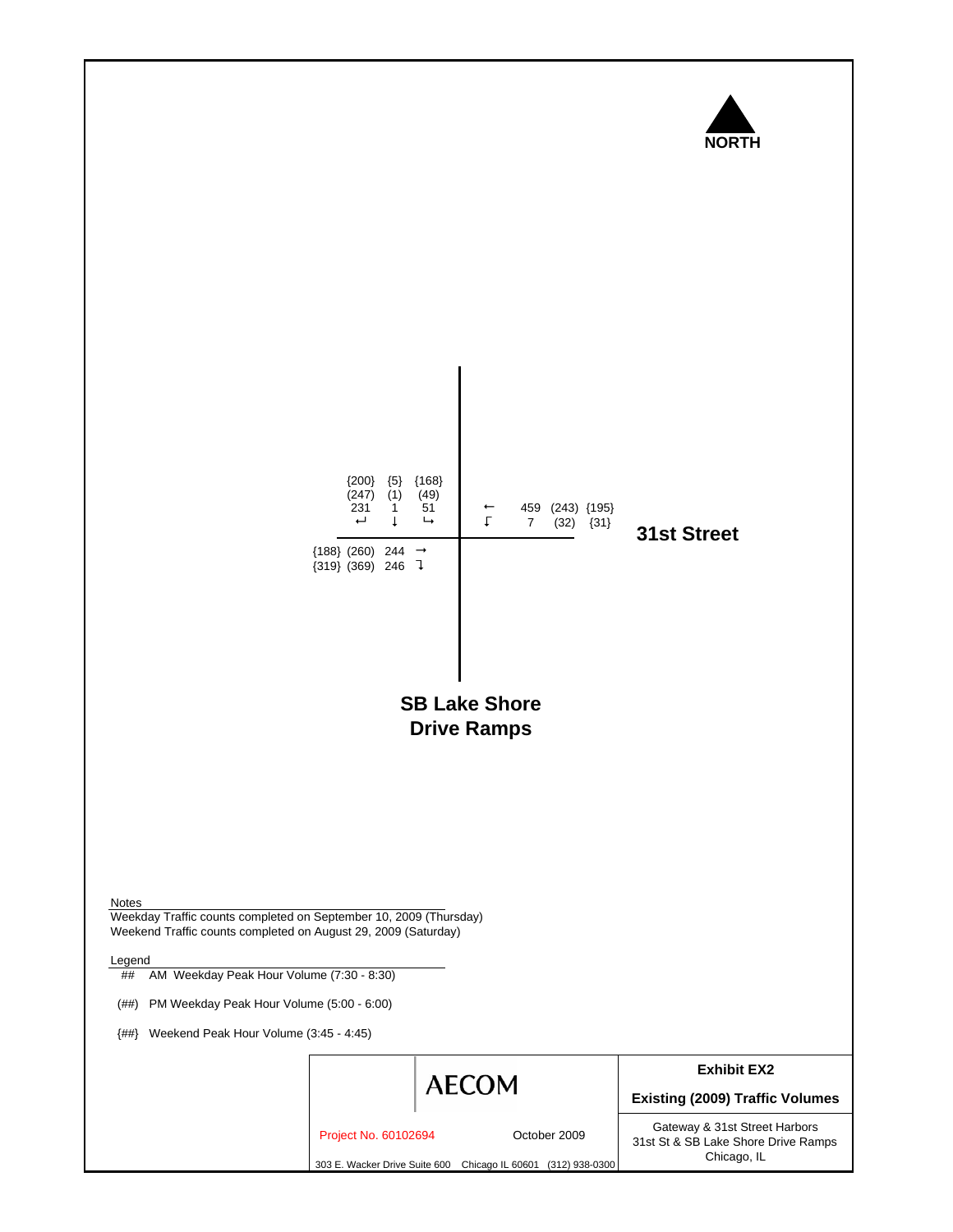NORTH

| | Weekend {##} | PM (##) | AM ## | |
|---|---|---|---|---|
| **Southbound (from north)** | | | | |
| Right ↵ | {200} | (247) | 231 | |
| Through ↓ | {5} | (1) | 1 | |
| Left ↳ | {168} | (49) | 51 | |
| **Westbound (31st Street)** | | | | |
| Through ← | {195} | (243) | 459 | |
| Right | {31} | (32) | 7 | |
| **Eastbound** | | | | |
| Through → | {188} | (260) | 244 | |
| Right ↴ | {319} | (369) | 246 | |

**31st Street**

**SB Lake Shore Drive Ramps**

Notes

Weekday Traffic counts completed on September 10, 2009 (Thursday)
Weekend Traffic counts completed on August 29, 2009 (Saturday)

Legend

- ## AM Weekday Peak Hour Volume (7:30 - 8:30)
- (##) PM Weekday Peak Hour Volume (5:00 - 6:00)
- {##} Weekend Peak Hour Volume (3:45 - 4:45)

AECOM

Project No. 60102694 October 2009

303 E. Wacker Drive Suite 600 Chicago IL 60601 (312) 938-0300

**Exhibit EX2**

**Existing (2009) Traffic Volumes**

Gateway & 31st Street Harbors
31st St & SB Lake Shore Drive Ramps
Chicago, IL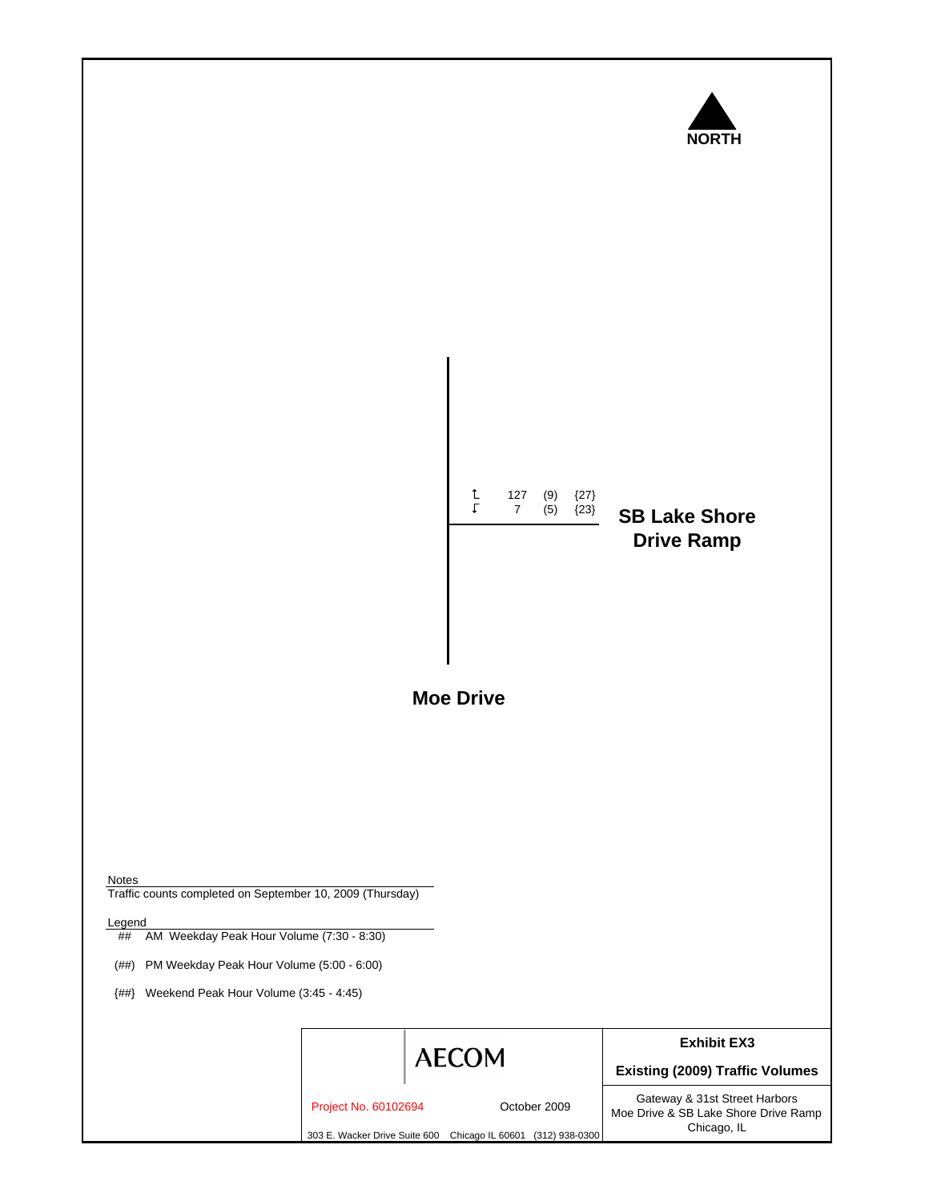NORTH

| Movement | AM | PM | Weekend |
|---|---|---|---|
| ↰ | 127 | (9) | {27} |
| ↲ | 7 | (5) | {23} |

**SB Lake Shore Drive Ramp**

**Moe Drive**

Notes
Traffic counts completed on September 10, 2009 (Thursday)

Legend
- ## AM Weekday Peak Hour Volume (7:30 - 8:30)
- (##) PM Weekday Peak Hour Volume (5:00 - 6:00)
- {##} Weekend Peak Hour Volume (3:45 - 4:45)

AECOM

Project No. 60102694 October 2009

303 E. Wacker Drive Suite 600 Chicago IL 60601 (312) 938-0300

**Exhibit EX3**

**Existing (2009) Traffic Volumes**

Gateway & 31st Street Harbors
Moe Drive & SB Lake Shore Drive Ramp
Chicago, IL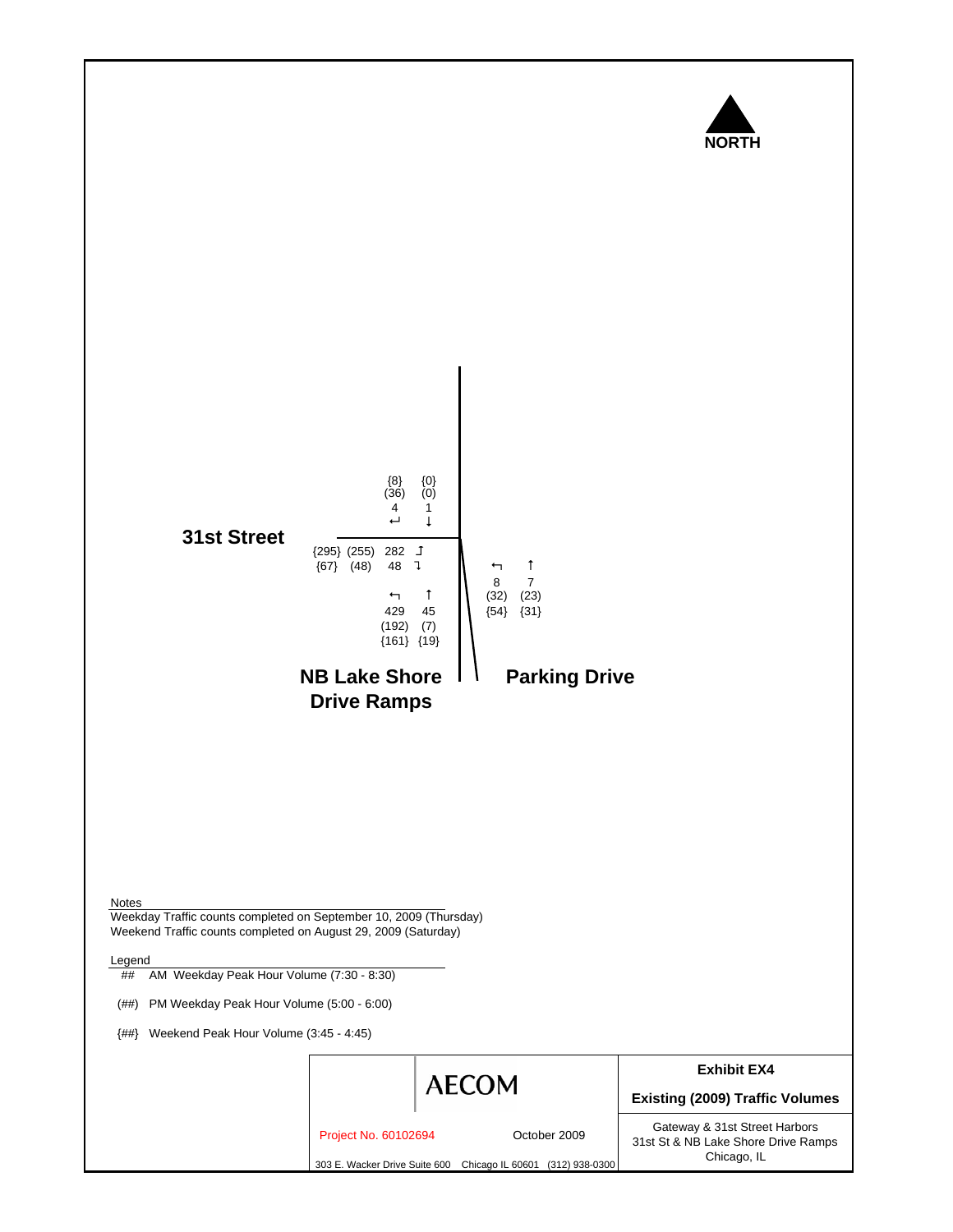NORTH

**31st Street**

| Movement | AM | (PM) | {Weekend} |
|---|---|---|---|
| Southbound right (from north, 31st St/ramp) | 4 | (36) | {8} |
| Southbound through | 1 | (0) | {0} |
| Eastbound left | 282 | (255) | {295} |
| Eastbound right | 48 | (48) | {67} |
| Northbound left (NB Lake Shore Drive Ramps) | 429 | (192) | {161} |
| Northbound through (NB Lake Shore Drive Ramps) | 45 | (7) | {19} |
| Northbound left (Parking Drive) | 8 | (32) | {54} |
| Northbound through (Parking Drive) | 7 | (23) | {31} |

**NB Lake Shore Drive Ramps**

**Parking Drive**

Notes

Weekday Traffic counts completed on September 10, 2009 (Thursday)
Weekend Traffic counts completed on August 29, 2009 (Saturday)

Legend

## AM Weekday Peak Hour Volume (7:30 - 8:30)

(##) PM Weekday Peak Hour Volume (5:00 - 6:00)

{##} Weekend Peak Hour Volume (3:45 - 4:45)

AECOM

Project No. 60102694 October 2009

303 E. Wacker Drive Suite 600 Chicago IL 60601 (312) 938-0300

**Exhibit EX4**

**Existing (2009) Traffic Volumes**

Gateway & 31st Street Harbors
31st St & NB Lake Shore Drive Ramps
Chicago, IL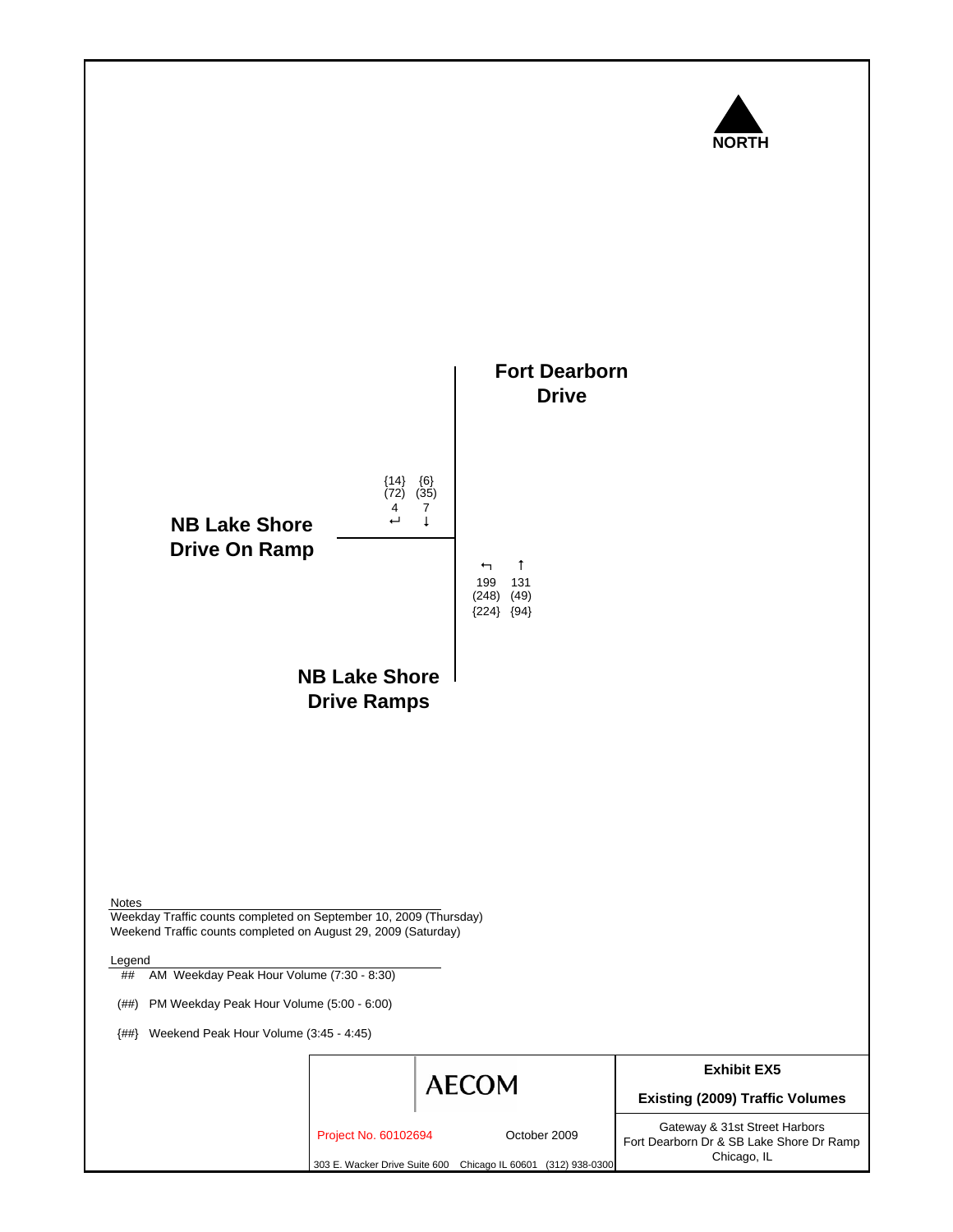NORTH

**Fort Dearborn Drive**

**NB Lake Shore Drive On Ramp**

**NB Lake Shore Drive Ramps**

| Movement | AM | PM | Weekend |
|---|---|---|---|
| Southbound (Fort Dearborn Dr) – Right ↵ | 4 | (72) | {14} |
| Southbound (Fort Dearborn Dr) – Through ↓ | 7 | (35) | {6} |
| Northbound – Left ↰ | 199 | (248) | {224} |
| Northbound – Through ↑ | 131 | (49) | {94} |

Notes

Weekday Traffic counts completed on September 10, 2009 (Thursday)
Weekend Traffic counts completed on August 29, 2009 (Saturday)

Legend

## AM Weekday Peak Hour Volume (7:30 - 8:30)

(##) PM Weekday Peak Hour Volume (5:00 - 6:00)

{##} Weekend Peak Hour Volume (3:45 - 4:45)

AECOM

Project No. 60102694 October 2009

303 E. Wacker Drive Suite 600 Chicago IL 60601 (312) 938-0300

**Exhibit EX5**

**Existing (2009) Traffic Volumes**

Gateway & 31st Street Harbors
Fort Dearborn Dr & SB Lake Shore Dr Ramp
Chicago, IL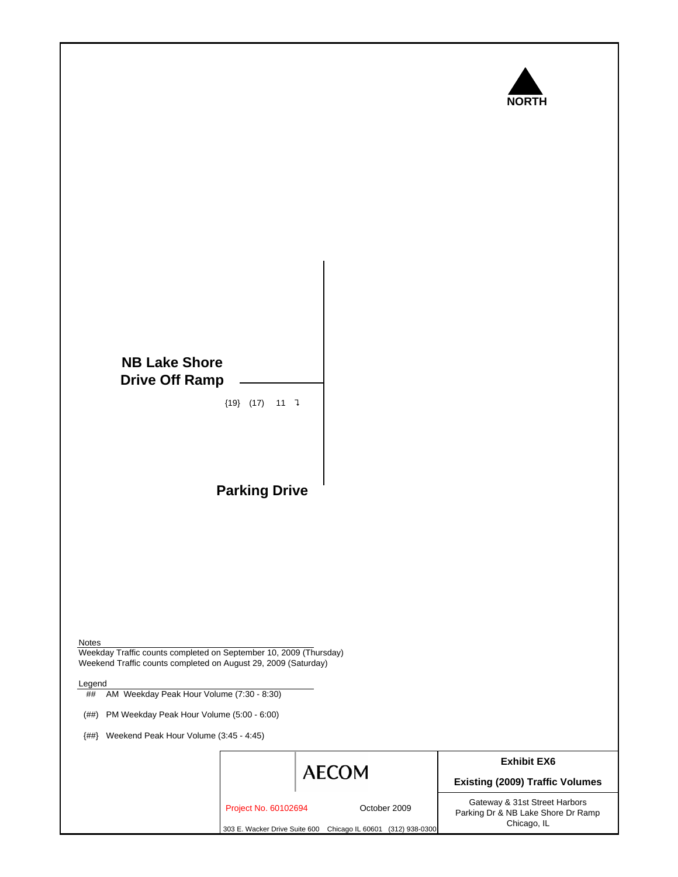NORTH

**NB Lake Shore Drive Off Ramp**

{19} (17) 11 ↴

**Parking Drive**

Notes

Weekday Traffic counts completed on September 10, 2009 (Thursday)
Weekend Traffic counts completed on August 29, 2009 (Saturday)

Legend

## AM Weekday Peak Hour Volume (7:30 - 8:30)

(##) PM Weekday Peak Hour Volume (5:00 - 6:00)

{##} Weekend Peak Hour Volume (3:45 - 4:45)

AECOM

Project No. 60102694 October 2009

303 E. Wacker Drive Suite 600 Chicago IL 60601 (312) 938-0300

**Exhibit EX6**

**Existing (2009) Traffic Volumes**

Gateway & 31st Street Harbors
Parking Dr & NB Lake Shore Dr Ramp
Chicago, IL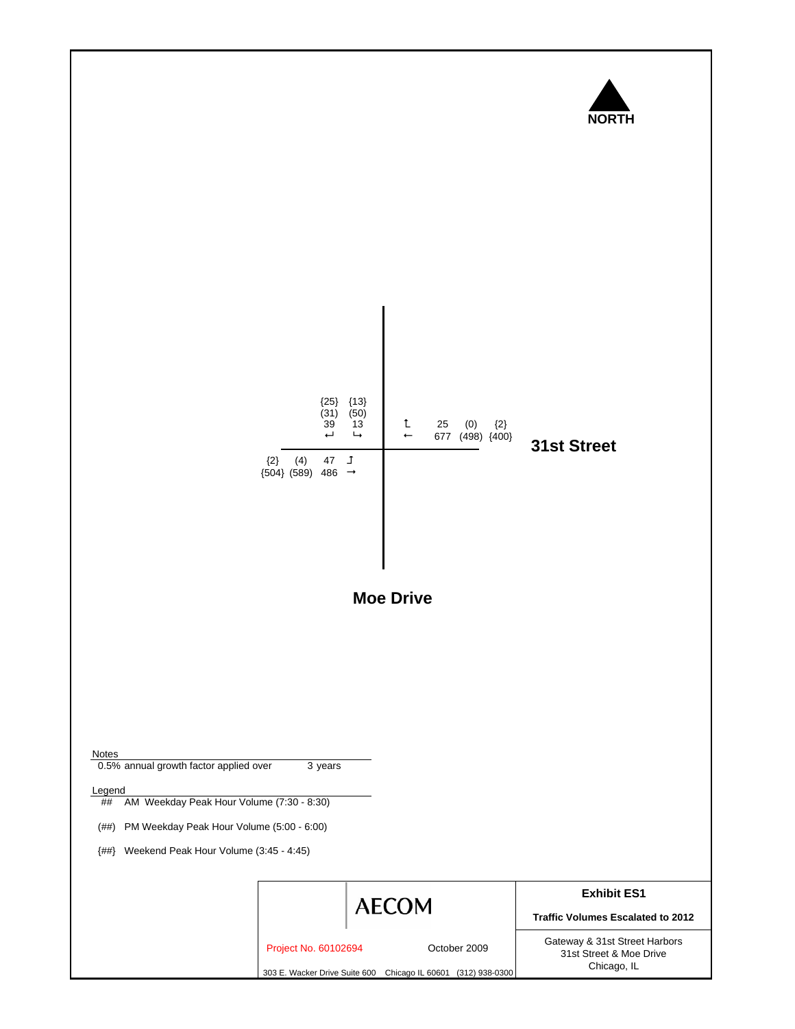NORTH

| Approach | Movement | AM | PM | Weekend |
|---|---|---|---|---|
| Southbound (Moe Drive) | Right | 39 | (31) | {25} |
| Southbound (Moe Drive) | Left | 13 | (50) | {13} |
| Westbound (31st Street) | Left | 25 | (0) | {2} |
| Westbound (31st Street) | Through | 677 | (498) | {400} |
| Eastbound (31st Street) | Right | 47 | (4) | {2} |
| Eastbound (31st Street) | Through | 486 | (589) | {504} |

**31st Street**

**Moe Drive**

Notes

0.5% annual growth factor applied over 3 years

Legend

\## AM Weekday Peak Hour Volume (7:30 - 8:30)

(##) PM Weekday Peak Hour Volume (5:00 - 6:00)

{##} Weekend Peak Hour Volume (3:45 - 4:45)

AECOM

Project No. 60102694 October 2009

303 E. Wacker Drive Suite 600 Chicago IL 60601 (312) 938-0300

**Exhibit ES1**

**Traffic Volumes Escalated to 2012**

Gateway & 31st Street Harbors
31st Street & Moe Drive
Chicago, IL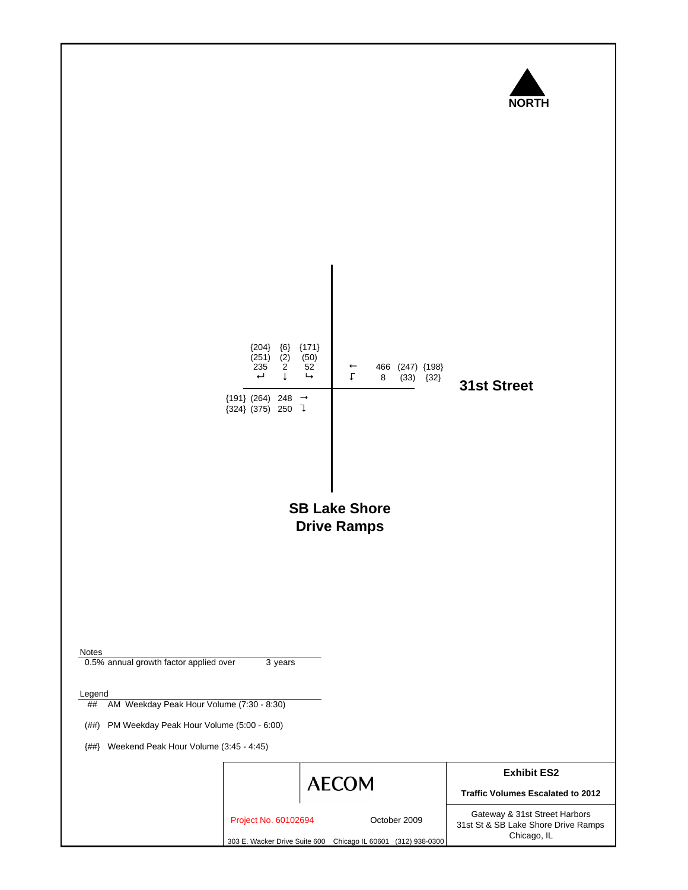NORTH

| Movement | AM | (PM) | {Weekend} |
|---|---|---|---|
| Southbound Right | 235 | (251) | {204} |
| Southbound Through | 2 | (2) | {6} |
| Southbound Left | 52 | (50) | {171} |
| Westbound Through | 466 | (247) | {198} |
| Westbound Left | 8 | (33) | {32} |
| Eastbound Through | 248 | (264) | {191} |
| Eastbound Right | 250 | (375) | {324} |

**31st Street**

**SB Lake Shore Drive Ramps**

Notes
0.5% annual growth factor applied over 3 years

Legend
## AM Weekday Peak Hour Volume (7:30 - 8:30)
(##) PM Weekday Peak Hour Volume (5:00 - 6:00)
{##} Weekend Peak Hour Volume (3:45 - 4:45)

AECOM

Project No. 60102694 — October 2009

303 E. Wacker Drive Suite 600 Chicago IL 60601 (312) 938-0300

**Exhibit ES2**

**Traffic Volumes Escalated to 2012**

Gateway & 31st Street Harbors
31st St & SB Lake Shore Drive Ramps
Chicago, IL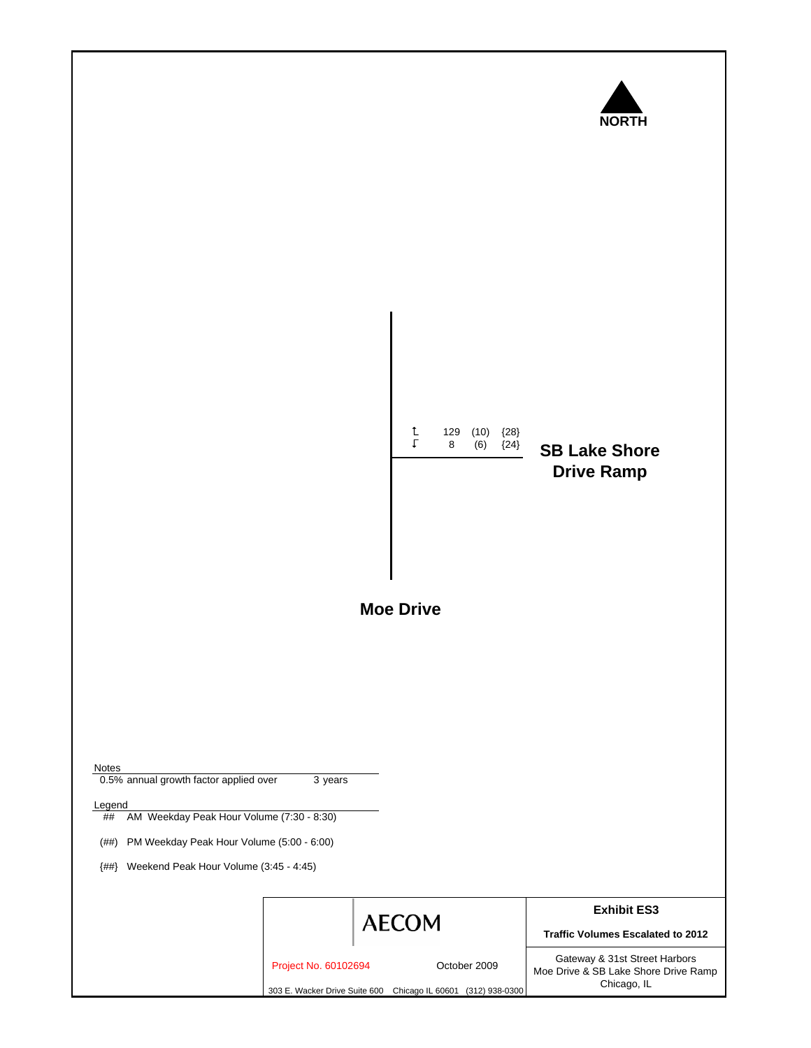NORTH

| | AM | PM | Weekend |
|---|---|---|---|
| ↰ | 129 | (10) | {28} |
| ↲ | 8 | (6) | {24} |

**SB Lake Shore Drive Ramp**

**Moe Drive**

Notes
0.5% annual growth factor applied over 3 years

Legend
## AM Weekday Peak Hour Volume (7:30 - 8:30)
(##) PM Weekday Peak Hour Volume (5:00 - 6:00)
{##} Weekend Peak Hour Volume (3:45 - 4:45)

AECOM

Project No. 60102694 October 2009

303 E. Wacker Drive Suite 600 Chicago IL 60601 (312) 938-0300

**Exhibit ES3**

**Traffic Volumes Escalated to 2012**

Gateway & 31st Street Harbors
Moe Drive & SB Lake Shore Drive Ramp
Chicago, IL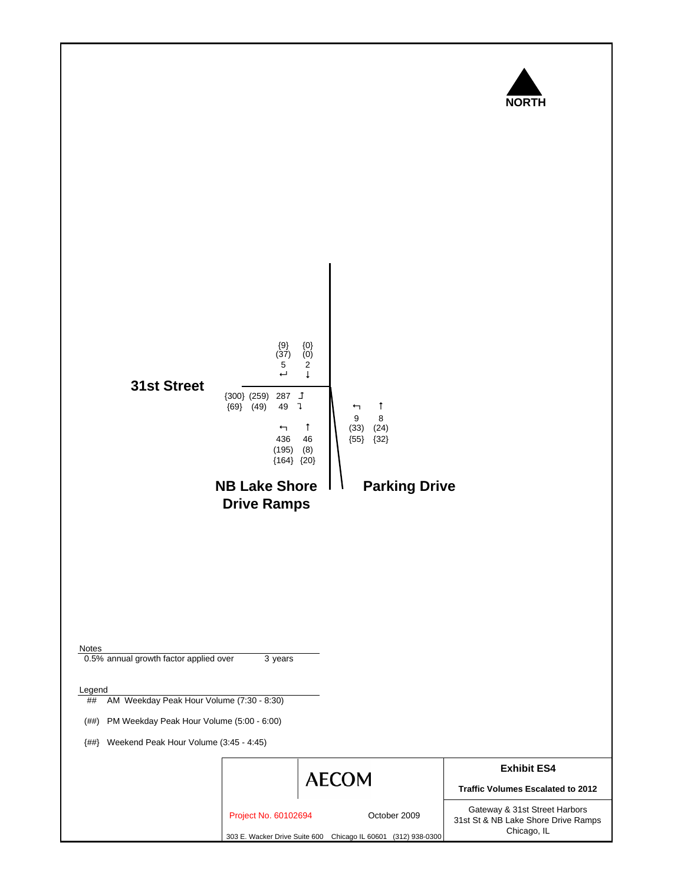NORTH

**31st Street**

| Movement | AM | (PM) | {Weekend} |
|---|---|---|---|
| Southbound approach (right, ↵) | 5 | (37) | {9} |
| Southbound approach (through, ↓) | 2 | (0) | {0} |
| Eastbound 31st Street (↱) | 287 | (259) | {300} |
| Eastbound 31st Street (↴) | 49 | (49) | {69} |
| NB Lake Shore Drive Ramps (↰) | 436 | (195) | {164} |
| NB Lake Shore Drive Ramps (↑) | 46 | (8) | {20} |
| Parking Drive (↰) | 9 | (33) | {55} |
| Parking Drive (↑) | 8 | (24) | {32} |

**NB Lake Shore Drive Ramps**

**Parking Drive**

Notes

0.5% annual growth factor applied over 3 years

Legend

\## AM Weekday Peak Hour Volume (7:30 - 8:30)

(##) PM Weekday Peak Hour Volume (5:00 - 6:00)

{##} Weekend Peak Hour Volume (3:45 - 4:45)

AECOM

Project No. 60102694 October 2009

303 E. Wacker Drive Suite 600 Chicago IL 60601 (312) 938-0300

**Exhibit ES4**

**Traffic Volumes Escalated to 2012**

Gateway & 31st Street Harbors
31st St & NB Lake Shore Drive Ramps
Chicago, IL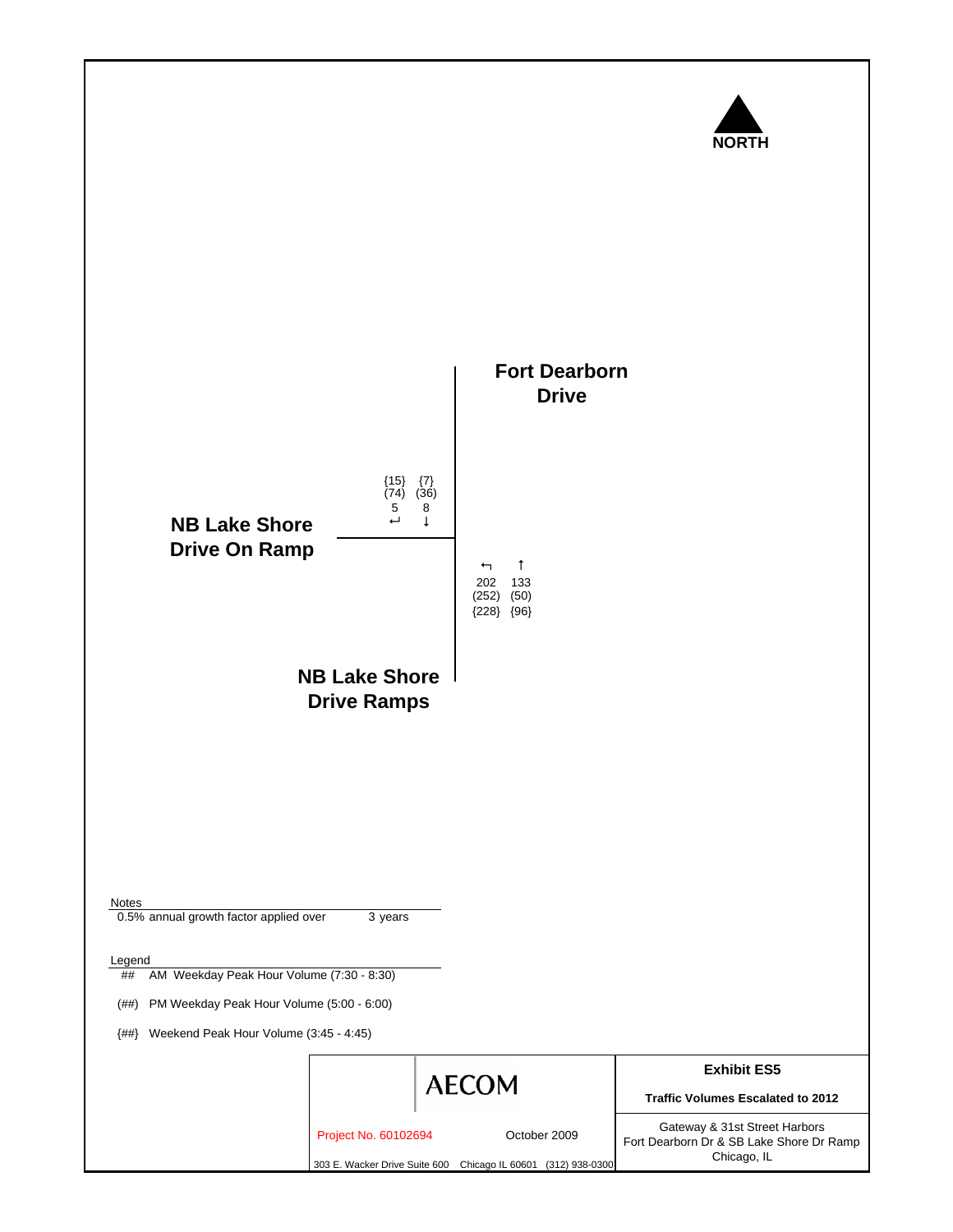NORTH

**Fort Dearborn Drive**

**NB Lake Shore Drive On Ramp**

**NB Lake Shore Drive Ramps**

| Location | Movement | AM | (PM) | {Weekend} |
|---|---|---|---|---|
| Southbound (Fort Dearborn Drive) | ↵ | 5 | (74) | {15} |
| Southbound (Fort Dearborn Drive) | ↓ | 8 | (36) | {7} |
| Northbound (NB Lake Shore Drive Ramps) | ↰ | 202 | (252) | {228} |
| Northbound (NB Lake Shore Drive Ramps) | ↑ | 133 | (50) | {96} |

Notes

0.5% annual growth factor applied over 3 years

Legend

\## AM Weekday Peak Hour Volume (7:30 - 8:30)

(##) PM Weekday Peak Hour Volume (5:00 - 6:00)

{##} Weekend Peak Hour Volume (3:45 - 4:45)

AECOM

Project No. 60102694 October 2009

303 E. Wacker Drive Suite 600 Chicago IL 60601 (312) 938-0300

**Exhibit ES5**

**Traffic Volumes Escalated to 2012**

Gateway & 31st Street Harbors
Fort Dearborn Dr & SB Lake Shore Dr Ramp
Chicago, IL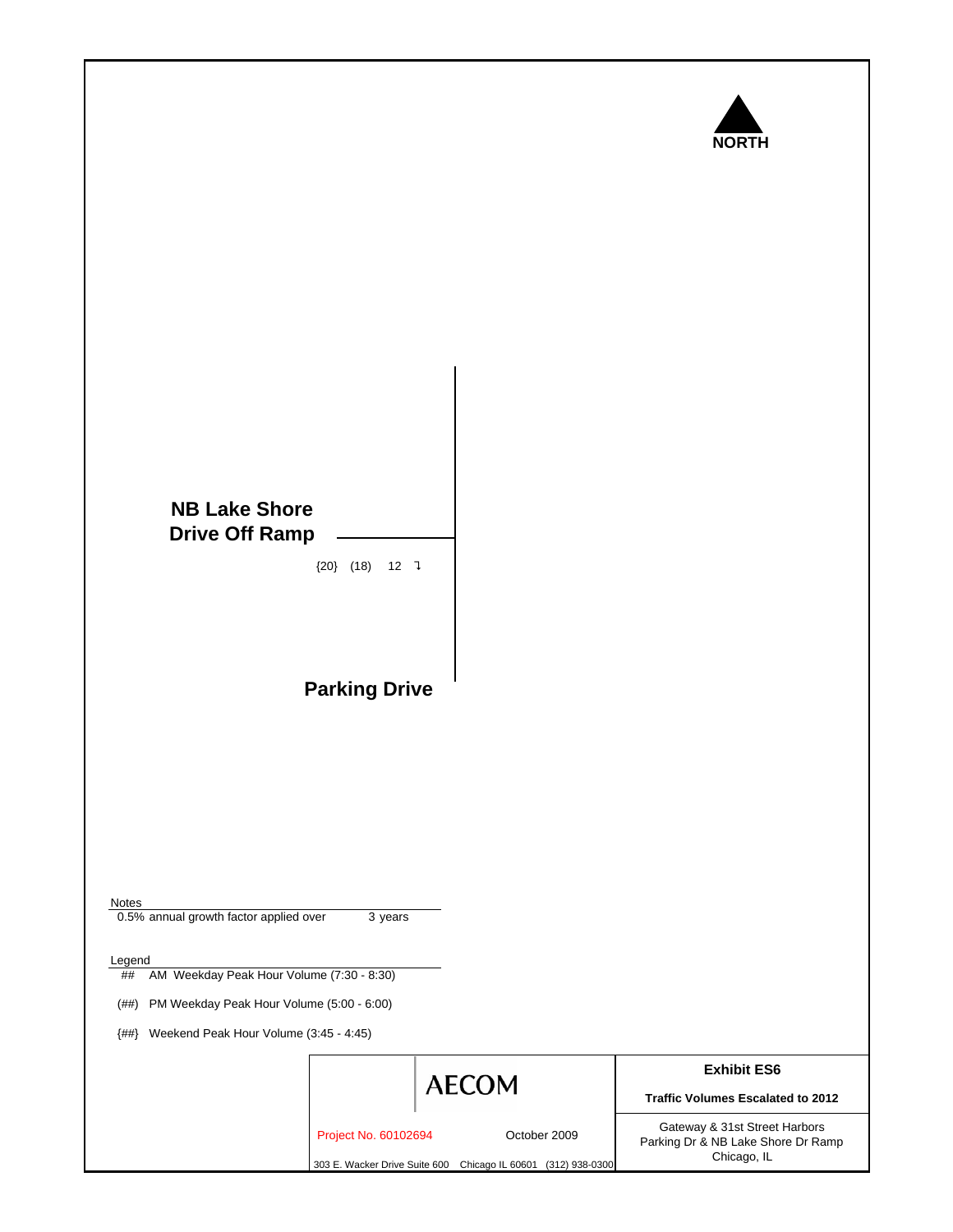NORTH

**NB Lake Shore Drive Off Ramp**

{20} (18) 12 ↴

**Parking Drive**

Notes

0.5% annual growth factor applied over 3 years

Legend

| | |
|---|---|
| ## | AM Weekday Peak Hour Volume (7:30 - 8:30) |
| (##) | PM Weekday Peak Hour Volume (5:00 - 6:00) |
| {##} | Weekend Peak Hour Volume (3:45 - 4:45) |

AECOM

Project No. 60102694 October 2009

303 E. Wacker Drive Suite 600 Chicago IL 60601 (312) 938-0300

**Exhibit ES6**

**Traffic Volumes Escalated to 2012**

Gateway & 31st Street Harbors
Parking Dr & NB Lake Shore Dr Ramp
Chicago, IL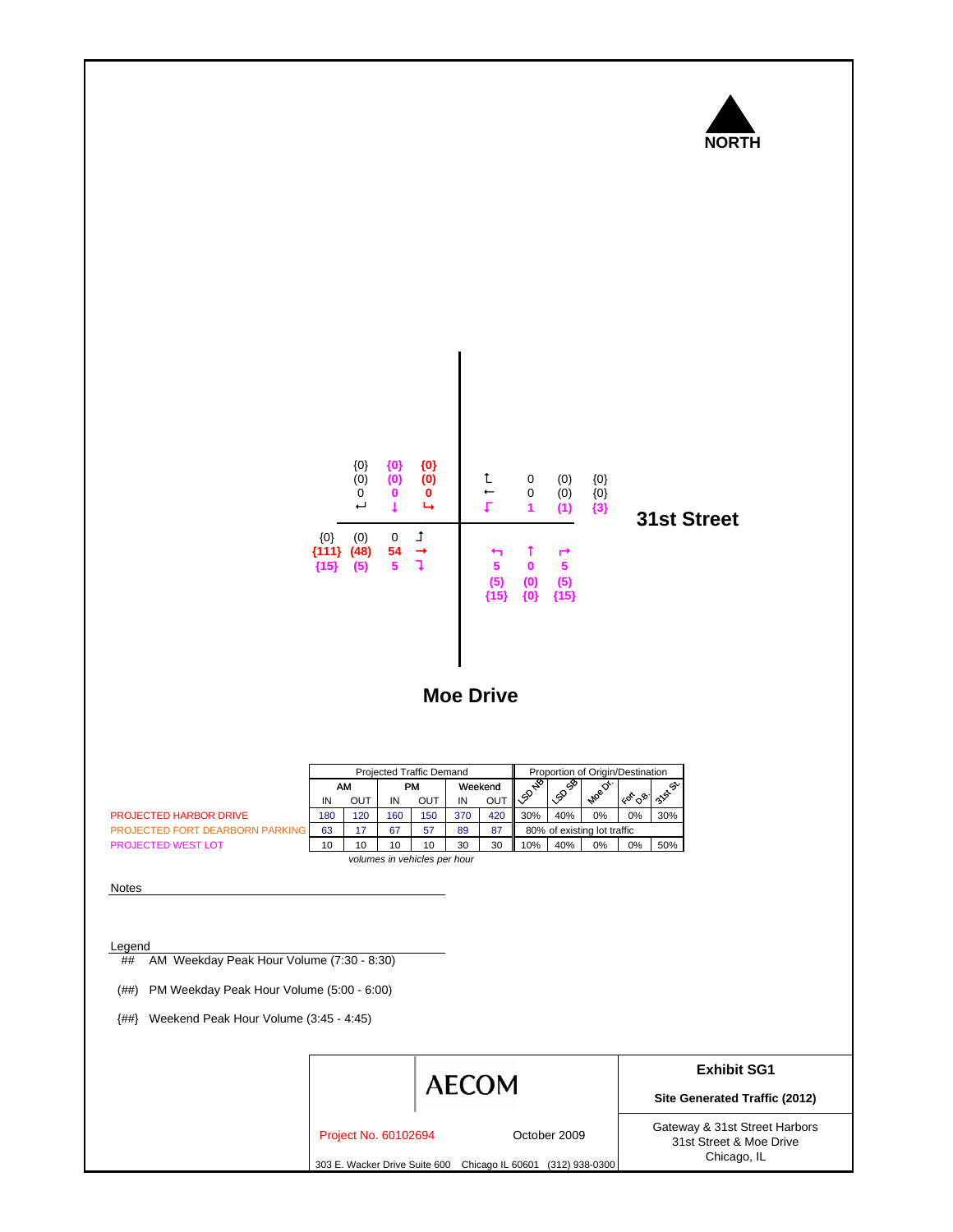NORTH

31st Street

Moe Drive

Southbound (north leg), left to right:

| | ↵ | ↓ | ↳ |
|---|---|---|---|
| Weekend | {0} | {0} | {0} |
| PM | (0) | (0) | (0) |
| AM | 0 | 0 | 0 |

Westbound (east leg):

| | AM | PM | Weekend |
|---|---|---|---|
| ↰ | 0 | (0) | {0} |
| ← | 0 | (0) | {0} |
| ↲ | 1 | (1) | {3} |

Eastbound (west leg):

| | Weekend | PM | AM |
|---|---|---|---|
| ↰ | {0} | (0) | 0 |
| → | {111} | (48) | 54 |
| ↴ | {15} | (5) | 5 |

Northbound (south leg):

| | ↰ | ↑ | ↱ |
|---|---|---|---|
| AM | 5 | 0 | 5 |
| PM | (5) | (0) | (5) |
| Weekend | {15} | {0} | {15} |

| | Projected Traffic Demand | | | | | | Proportion of Origin/Destination | | | | |
|---|---|---|---|---|---|---|---|---|---|---|---|
| | AM | | PM | | Weekend | | LSD NB | LSD SB | Moe Dr. | Fort D.B. | 31st St. |
| | IN | OUT | IN | OUT | IN | OUT | | | | | |
| PROJECTED HARBOR DRIVE | 180 | 120 | 160 | 150 | 370 | 420 | 30% | 40% | 0% | 0% | 30% |
| PROJECTED FORT DEARBORN PARKING | 63 | 17 | 67 | 57 | 89 | 87 | 80% of existing lot traffic | | | | |
| PROJECTED WEST LOT | 10 | 10 | 10 | 10 | 30 | 30 | 10% | 40% | 0% | 0% | 50% |

*volumes in vehicles per hour*

Notes

Legend

## AM Weekday Peak Hour Volume (7:30 - 8:30)

(##) PM Weekday Peak Hour Volume (5:00 - 6:00)

{##} Weekend Peak Hour Volume (3:45 - 4:45)

AECOM

Project No. 60102694 October 2009

303 E. Wacker Drive Suite 600 Chicago IL 60601 (312) 938-0300

**Exhibit SG1**

**Site Generated Traffic (2012)**

Gateway & 31st Street Harbors
31st Street & Moe Drive
Chicago, IL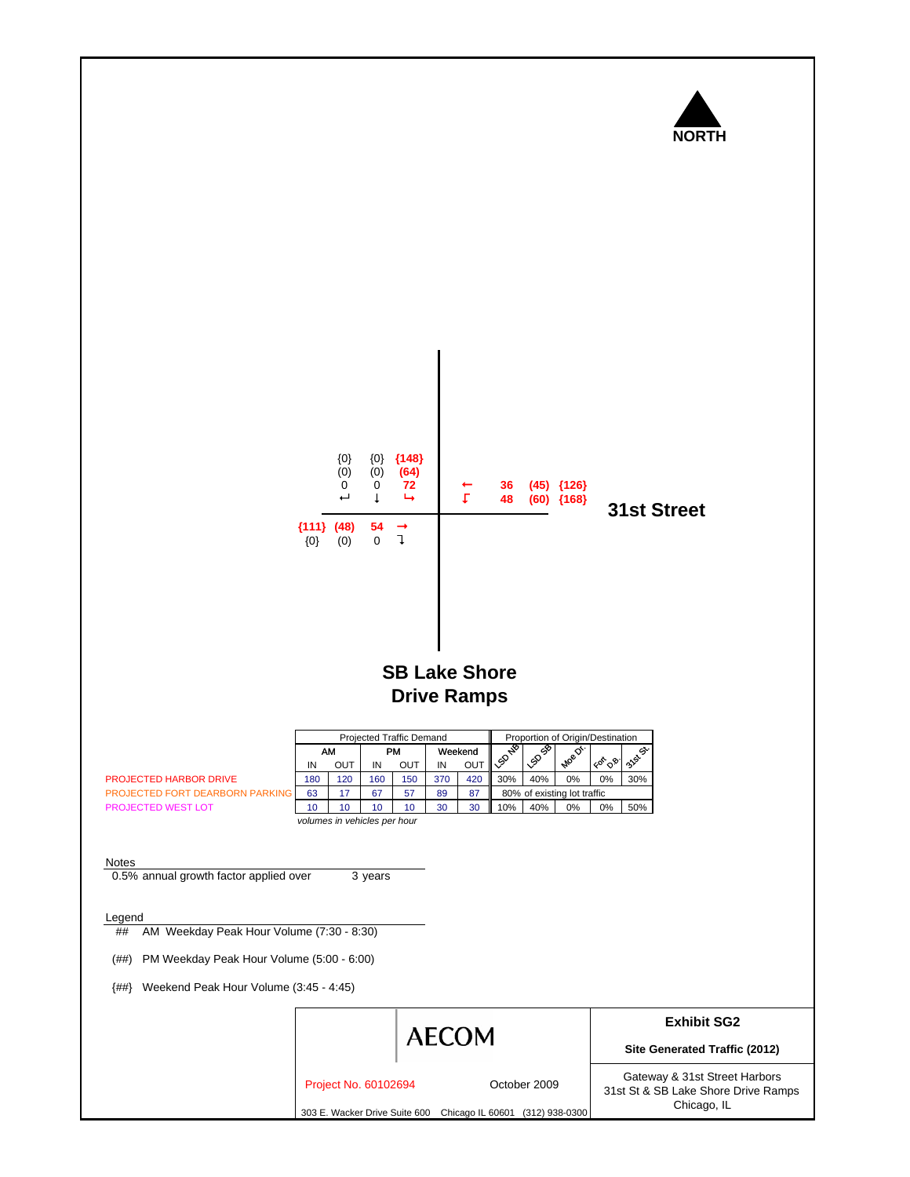NORTH

| | | |
|---|---|---|
| {0} | {0} | {148} |
| (0) | (0) | (64) |
| 0 | 0 | 72 |
| ↵ | ↓ | ↳ |

| | | | |
|---|---|---|---|
| ← | 36 | (45) | {126} |
| ↱ | 48 | (60) | {168} |

**31st Street**

| | | | |
|---|---|---|---|
| {111} | (48) | 54 | → |
| {0} | (0) | 0 | ↴ |

**SB Lake Shore Drive Ramps**

| | Projected Traffic Demand | | | | | | Proportion of Origin/Destination | | | | |
|---|---|---|---|---|---|---|---|---|---|---|---|
| | AM | | PM | | Weekend | | LSD NB | LSD SB | Moe Dr. | Fort D.B. | 31st St. |
| | IN | OUT | IN | OUT | IN | OUT | | | | | |
| PROJECTED HARBOR DRIVE | 180 | 120 | 160 | 150 | 370 | 420 | 30% | 40% | 0% | 0% | 30% |
| PROJECTED FORT DEARBORN PARKING | 63 | 17 | 67 | 57 | 89 | 87 | 80% of existing lot traffic | | | | |
| PROJECTED WEST LOT | 10 | 10 | 10 | 10 | 30 | 30 | 10% | 40% | 0% | 0% | 50% |

*volumes in vehicles per hour*

Notes

0.5% annual growth factor applied over 3 years

Legend

- ## AM Weekday Peak Hour Volume (7:30 - 8:30)
- (##) PM Weekday Peak Hour Volume (5:00 - 6:00)
- {##} Weekend Peak Hour Volume (3:45 - 4:45)

AECOM

Project No. 60102694 October 2009

303 E. Wacker Drive Suite 600 Chicago IL 60601 (312) 938-0300

**Exhibit SG2**

**Site Generated Traffic (2012)**

Gateway & 31st Street Harbors
31st St & SB Lake Shore Drive Ramps
Chicago, IL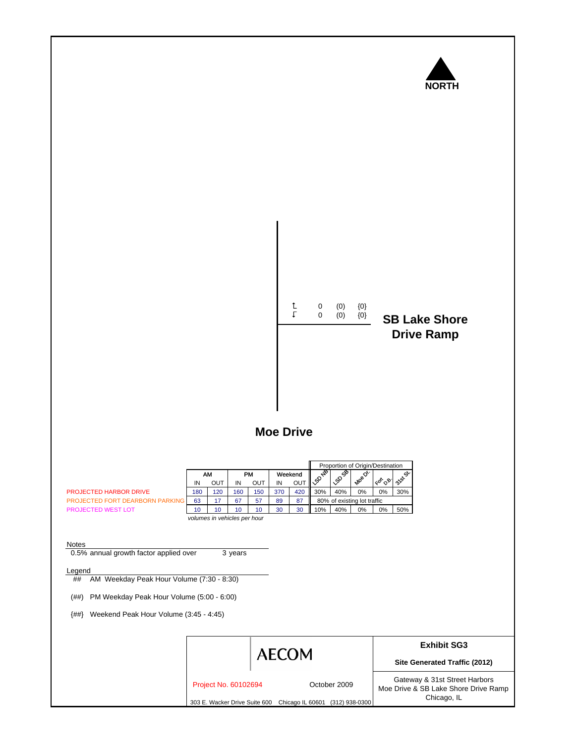NORTH

| | | | |
|---|---|---|---|
| ↰ | 0 | (0) | {0} |
| ↲ | 0 | (0) | {0} |

**SB Lake Shore Drive Ramp**

**Moe Drive**

| | AM | | PM | | Weekend | | Proportion of Origin/Destination | | | | |
|---|---|---|---|---|---|---|---|---|---|---|---|
| | IN | OUT | IN | OUT | IN | OUT | LSD NB | LSD SB | Moe Dr. | Fort D.B. | 31st St. |
| PROJECTED HARBOR DRIVE | 180 | 120 | 160 | 150 | 370 | 420 | 30% | 40% | 0% | 0% | 30% |
| PROJECTED FORT DEARBORN PARKING | 63 | 17 | 67 | 57 | 89 | 87 | 80% of existing lot traffic | | | | |
| PROJECTED WEST LOT | 10 | 10 | 10 | 10 | 30 | 30 | 10% | 40% | 0% | 0% | 50% |

*volumes in vehicles per hour*

Notes
0.5% annual growth factor applied over 3 years

Legend
\## AM Weekday Peak Hour Volume (7:30 - 8:30)
(##) PM Weekday Peak Hour Volume (5:00 - 6:00)
{##} Weekend Peak Hour Volume (3:45 - 4:45)

AECOM

Project No. 60102694 October 2009

303 E. Wacker Drive Suite 600 Chicago IL 60601 (312) 938-0300

**Exhibit SG3**

**Site Generated Traffic (2012)**

Gateway & 31st Street Harbors
Moe Drive & SB Lake Shore Drive Ramp
Chicago, IL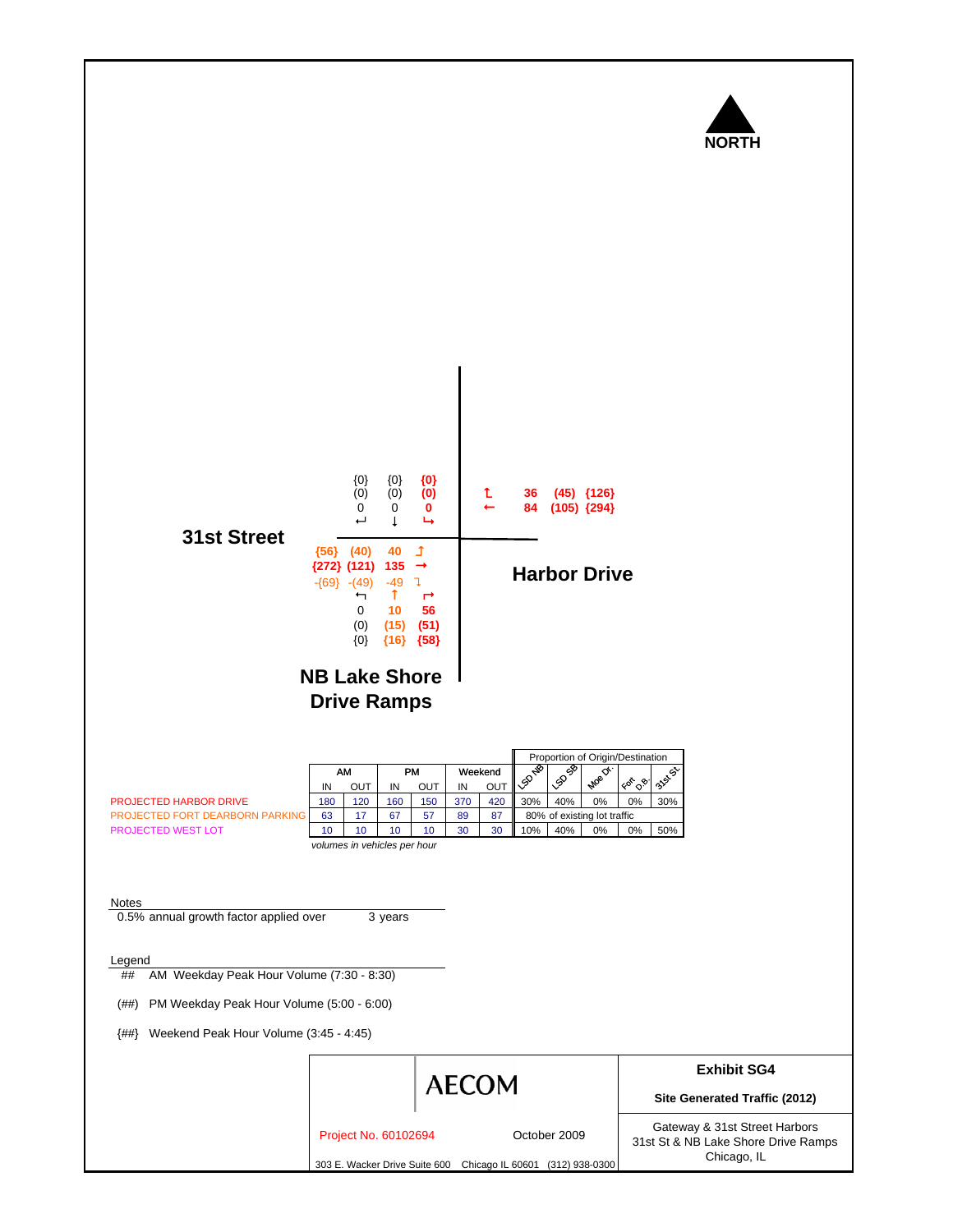NORTH

**31st Street**

| {0} | {0} | {0} |
|---|---|---|
| (0) | (0) | (0) |
| 0 | 0 | 0 |
| ↩ | ↓ | ↳ |

↰ 36 (45) {126}
← 84 (105) {294}

{56} (40) 40 ⮥
{272} (121) 135 →
-{69} -(49) -49 ⮧

| ↰ | ↑ | ↱ |
|---|---|---|
| 0 | 10 | 56 |
| (0) | (15) | (51) |
| {0} | {16} | {58} |

**Harbor Drive**

**NB Lake Shore Drive Ramps**

| | AM | | PM | | Weekend | | Proportion of Origin/Destination | | | | |
|---|---|---|---|---|---|---|---|---|---|---|---|
| | IN | OUT | IN | OUT | IN | OUT | LSD NB | LSD SB | Moe Dr. | Fort D.B. | 31st St. |
| PROJECTED HARBOR DRIVE | 180 | 120 | 160 | 150 | 370 | 420 | 30% | 40% | 0% | 0% | 30% |
| PROJECTED FORT DEARBORN PARKING | 63 | 17 | 67 | 57 | 89 | 87 | 80% of existing lot traffic | | | | |
| PROJECTED WEST LOT | 10 | 10 | 10 | 10 | 30 | 30 | 10% | 40% | 0% | 0% | 50% |

*volumes in vehicles per hour*

Notes

0.5% annual growth factor applied over 3 years

Legend

- ## AM Weekday Peak Hour Volume (7:30 - 8:30)
- (##) PM Weekday Peak Hour Volume (5:00 - 6:00)
- {##} Weekend Peak Hour Volume (3:45 - 4:45)

AECOM

Project No. 60102694 October 2009

303 E. Wacker Drive Suite 600 Chicago IL 60601 (312) 938-0300

**Exhibit SG4**

**Site Generated Traffic (2012)**

Gateway & 31st Street Harbors
31st St & NB Lake Shore Drive Ramps
Chicago, IL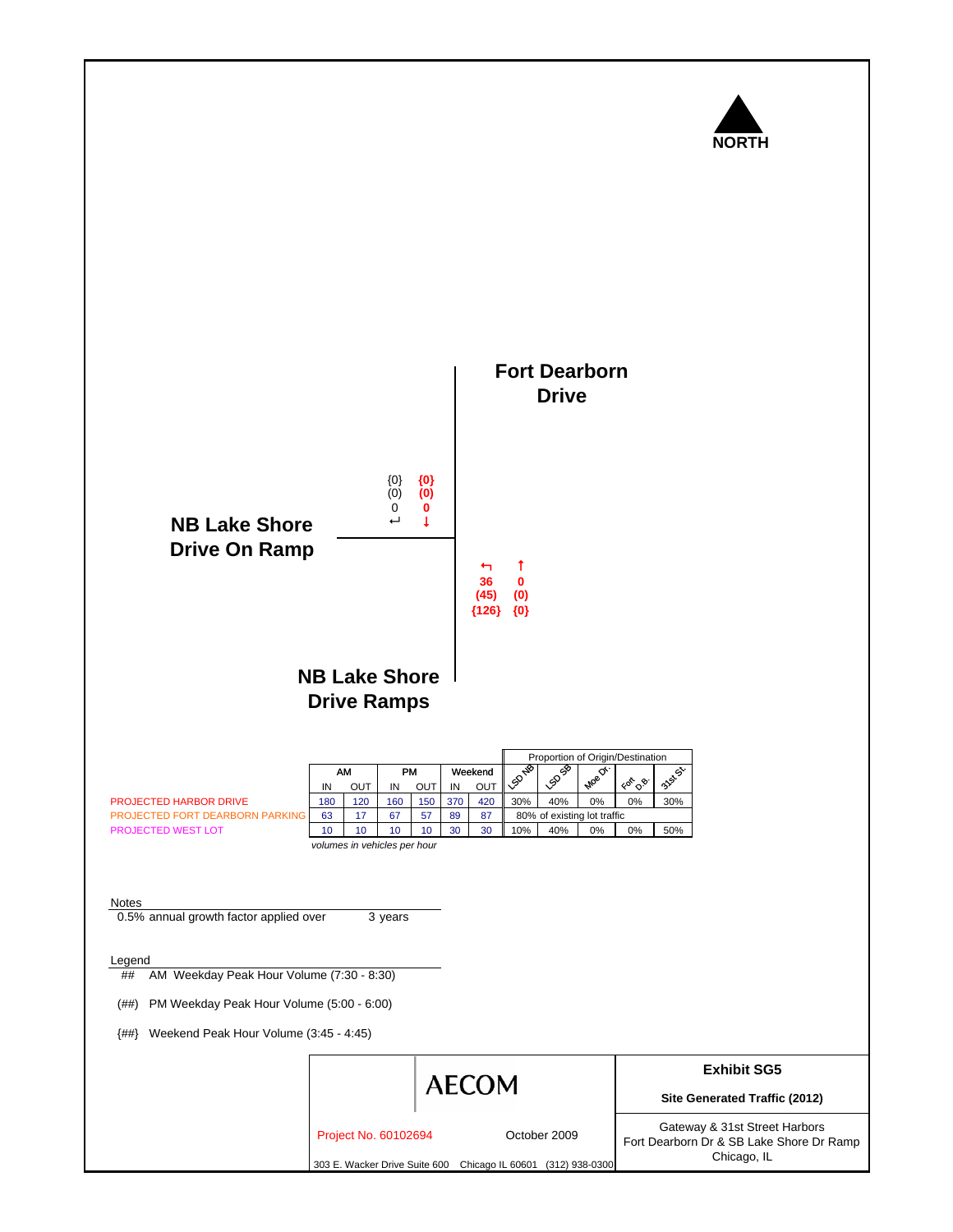NORTH

**Fort Dearborn Drive**

**NB Lake Shore Drive On Ramp**

{0} (0) 0 ↵ &nbsp;&nbsp; {0} (0) 0 ↓

↰ 36 (45) {126} &nbsp;&nbsp; ↑ 0 (0) {0}

**NB Lake Shore Drive Ramps**

| | AM | | PM | | Weekend | | Proportion of Origin/Destination | | | | |
|---|---|---|---|---|---|---|---|---|---|---|---|
| | IN | OUT | IN | OUT | IN | OUT | LSD NB | LSD SB | Moe Dr. | Fort D.B. | 31st St. |
| PROJECTED HARBOR DRIVE | 180 | 120 | 160 | 150 | 370 | 420 | 30% | 40% | 0% | 0% | 30% |
| PROJECTED FORT DEARBORN PARKING | 63 | 17 | 67 | 57 | 89 | 87 | 80% of existing lot traffic | | | | |
| PROJECTED WEST LOT | 10 | 10 | 10 | 10 | 30 | 30 | 10% | 40% | 0% | 0% | 50% |

*volumes in vehicles per hour*

Notes

0.5% annual growth factor applied over 3 years

Legend

\## AM Weekday Peak Hour Volume (7:30 - 8:30)

(##) PM Weekday Peak Hour Volume (5:00 - 6:00)

{##} Weekend Peak Hour Volume (3:45 - 4:45)

AECOM

Project No. 60102694 &nbsp;&nbsp; October 2009

303 E. Wacker Drive Suite 600 Chicago IL 60601 (312) 938-0300

**Exhibit SG5**

**Site Generated Traffic (2012)**

Gateway & 31st Street Harbors
Fort Dearborn Dr & SB Lake Shore Dr Ramp
Chicago, IL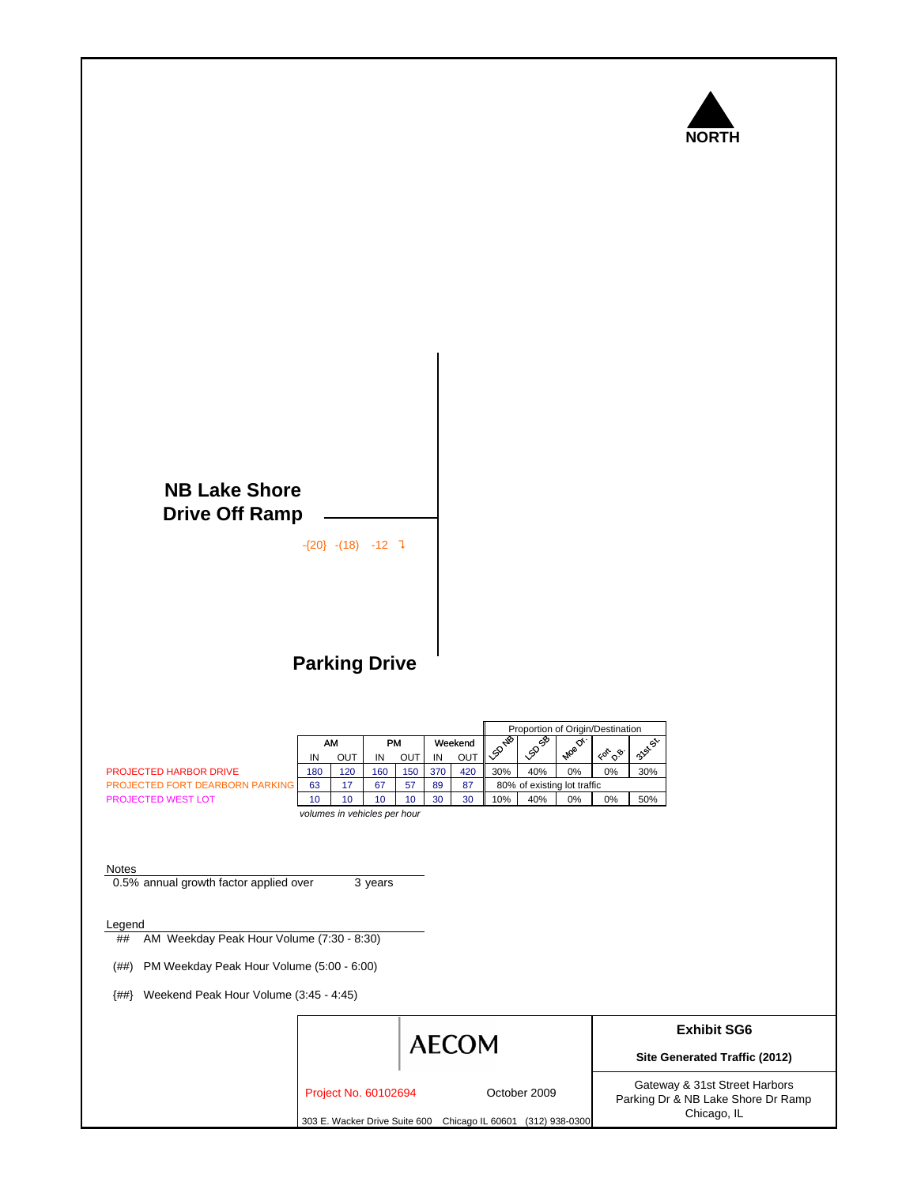NORTH

**NB Lake Shore Drive Off Ramp**

-{20} -(18) -12 ↴

**Parking Drive**

| | AM | | PM | | Weekend | | Proportion of Origin/Destination | | | | |
|---|---|---|---|---|---|---|---|---|---|---|---|
| | IN | OUT | IN | OUT | IN | OUT | LSD NB | LSD SB | Moe Dr. | Fort D.B. | 31st St. |
| PROJECTED HARBOR DRIVE | 180 | 120 | 160 | 150 | 370 | 420 | 30% | 40% | 0% | 0% | 30% |
| PROJECTED FORT DEARBORN PARKING | 63 | 17 | 67 | 57 | 89 | 87 | 80% of existing lot traffic | | | | |
| PROJECTED WEST LOT | 10 | 10 | 10 | 10 | 30 | 30 | 10% | 40% | 0% | 0% | 50% |

*volumes in vehicles per hour*

Notes

0.5% annual growth factor applied over 3 years

Legend

\## AM Weekday Peak Hour Volume (7:30 - 8:30)

(##) PM Weekday Peak Hour Volume (5:00 - 6:00)

{##} Weekend Peak Hour Volume (3:45 - 4:45)

AECOM

Project No. 60102694 October 2009

303 E. Wacker Drive Suite 600 Chicago IL 60601 (312) 938-0300

**Exhibit SG6**

**Site Generated Traffic (2012)**

Gateway & 31st Street Harbors
Parking Dr & NB Lake Shore Dr Ramp
Chicago, IL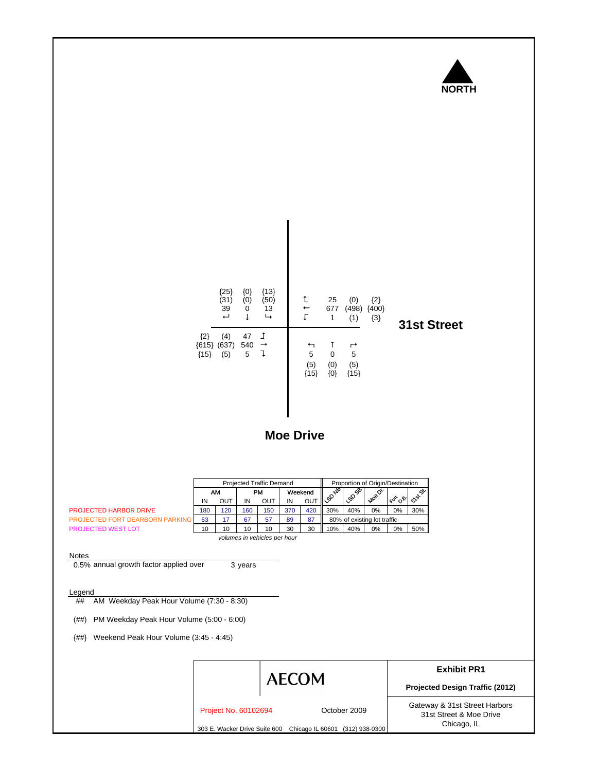NORTH

**31st Street**

**Moe Drive**

| Approach | Movement | AM | PM | Weekend |
|---|---|---|---|---|
| Southbound | Right | 39 | (31) | {25} |
| Southbound | Through | 0 | (0) | {0} |
| Southbound | Left | 13 | (50) | {13} |
| Westbound | Right | 25 | (0) | {2} |
| Westbound | Through | 677 | (498) | {400} |
| Westbound | Left | 1 | (1) | {3} |
| Eastbound | Left | 47 | (4) | {2} |
| Eastbound | Through | 540 | (637) | {615} |
| Eastbound | Right | 5 | (5) | {15} |
| Northbound | Left | 5 | (5) | {15} |
| Northbound | Through | 0 | (0) | {0} |
| Northbound | Right | 5 | (5) | {15} |

| | Projected Traffic Demand | | | | | | Proportion of Origin/Destination | | | | |
|---|---|---|---|---|---|---|---|---|---|---|---|
| | AM | | PM | | Weekend | | LSD NB | LSD SB | Moe Dr. | Fort D.B. | 31st St. |
| | IN | OUT | IN | OUT | IN | OUT | | | | | |
| PROJECTED HARBOR DRIVE | 180 | 120 | 160 | 150 | 370 | 420 | 30% | 40% | 0% | 0% | 30% |
| PROJECTED FORT DEARBORN PARKING | 63 | 17 | 67 | 57 | 89 | 87 | 80% of existing lot traffic | | | | |
| PROJECTED WEST LOT | 10 | 10 | 10 | 10 | 30 | 30 | 10% | 40% | 0% | 0% | 50% |

*volumes in vehicles per hour*

Notes

0.5% annual growth factor applied over 3 years

Legend

\## AM Weekday Peak Hour Volume (7:30 - 8:30)

(##) PM Weekday Peak Hour Volume (5:00 - 6:00)

{##} Weekend Peak Hour Volume (3:45 - 4:45)

AECOM

Project No. 60102694 October 2009

303 E. Wacker Drive Suite 600 Chicago IL 60601 (312) 938-0300

**Exhibit PR1**

**Projected Design Traffic (2012)**

Gateway & 31st Street Harbors
31st Street & Moe Drive
Chicago, IL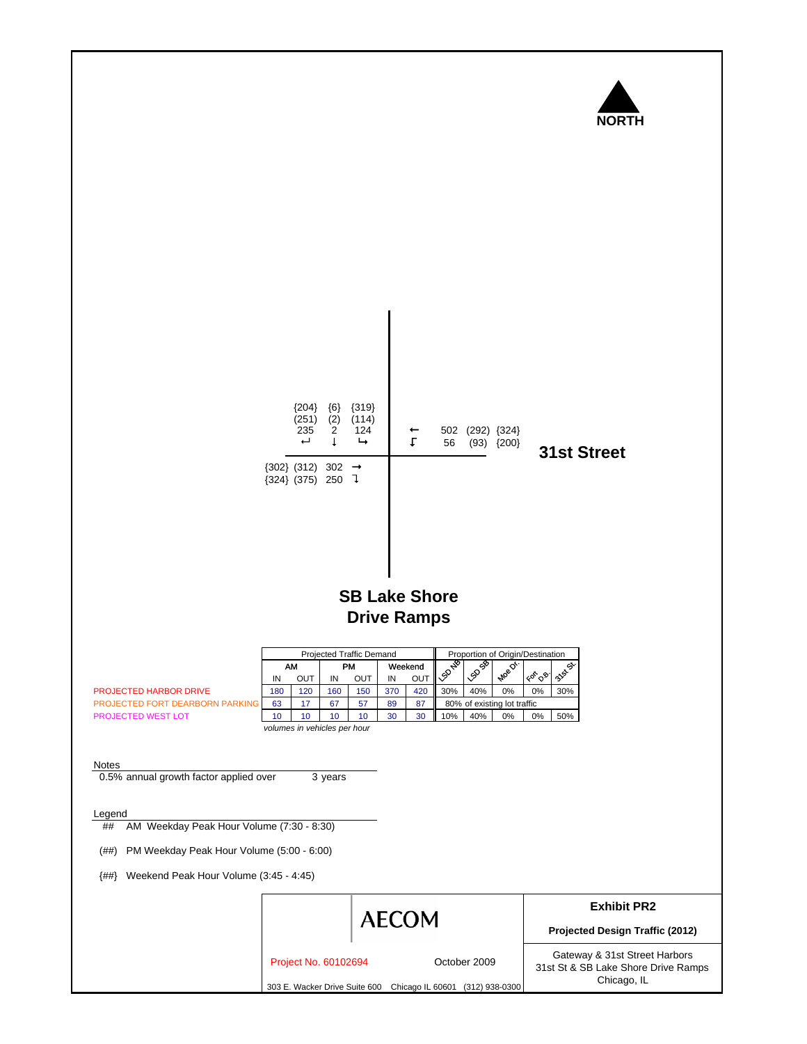NORTH

{204} {6} {319}
(251) (2) (114)
235 2 124
↵ ↓ ↳

← 502 (292) {324}
↰ 56 (93) {200}

**31st Street**

{302} (312) 302 →
{324} (375) 250 ↴

**SB Lake Shore Drive Ramps**

| | Projected Traffic Demand | | | | | | Proportion of Origin/Destination | | | | |
|---|---|---|---|---|---|---|---|---|---|---|---|
| | AM | | PM | | Weekend | | LSD NB | LSD SB | Moe Dr. | Fort D.B. | 31st St. |
| | IN | OUT | IN | OUT | IN | OUT | | | | | |
| PROJECTED HARBOR DRIVE | 180 | 120 | 160 | 150 | 370 | 420 | 30% | 40% | 0% | 0% | 30% |
| PROJECTED FORT DEARBORN PARKING | 63 | 17 | 67 | 57 | 89 | 87 | 80% of existing lot traffic | | | | |
| PROJECTED WEST LOT | 10 | 10 | 10 | 10 | 30 | 30 | 10% | 40% | 0% | 0% | 50% |

*volumes in vehicles per hour*

Notes

0.5% annual growth factor applied over 3 years

Legend

## AM Weekday Peak Hour Volume (7:30 - 8:30)

(##) PM Weekday Peak Hour Volume (5:00 - 6:00)

{##} Weekend Peak Hour Volume (3:45 - 4:45)

AECOM

Project No. 60102694 October 2009

303 E. Wacker Drive Suite 600 Chicago IL 60601 (312) 938-0300

**Exhibit PR2**

**Projected Design Traffic (2012)**

Gateway & 31st Street Harbors
31st St & SB Lake Shore Drive Ramps
Chicago, IL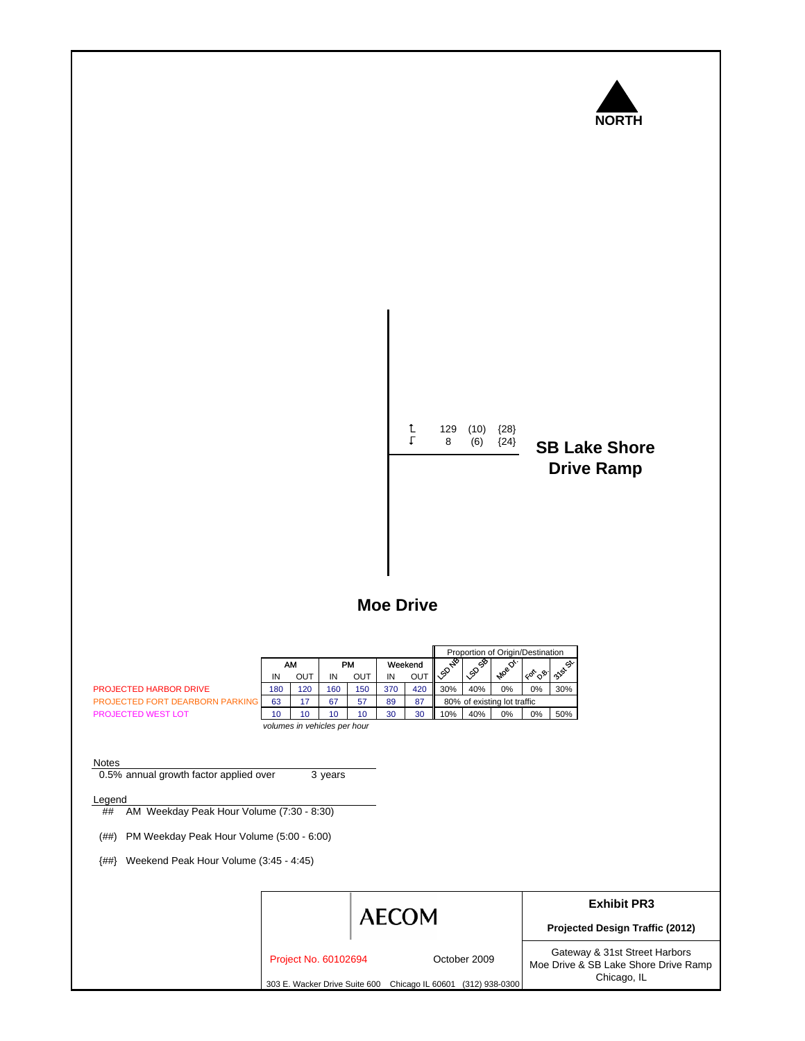NORTH

| | AM | PM | Weekend |
|---|---|---|---|
| ↰ | 129 | (10) | {28} |
| ↲ | 8 | (6) | {24} |

**SB Lake Shore Drive Ramp**

**Moe Drive**

| | AM | | PM | | Weekend | | Proportion of Origin/Destination | | | | |
|---|---|---|---|---|---|---|---|---|---|---|---|
| | IN | OUT | IN | OUT | IN | OUT | LSD NB | LSD SB | Moe Dr. | Fort D.B. | 31st St. |
| PROJECTED HARBOR DRIVE | 180 | 120 | 160 | 150 | 370 | 420 | 30% | 40% | 0% | 0% | 30% |
| PROJECTED FORT DEARBORN PARKING | 63 | 17 | 67 | 57 | 89 | 87 | 80% of existing lot traffic | | | | |
| PROJECTED WEST LOT | 10 | 10 | 10 | 10 | 30 | 30 | 10% | 40% | 0% | 0% | 50% |

*volumes in vehicles per hour*

Notes

0.5% annual growth factor applied over 3 years

Legend

\## AM Weekday Peak Hour Volume (7:30 - 8:30)

(##) PM Weekday Peak Hour Volume (5:00 - 6:00)

{##} Weekend Peak Hour Volume (3:45 - 4:45)

AECOM

Project No. 60102694 October 2009

303 E. Wacker Drive Suite 600 Chicago IL 60601 (312) 938-0300

**Exhibit PR3**

**Projected Design Traffic (2012)**

Gateway & 31st Street Harbors
Moe Drive & SB Lake Shore Drive Ramp
Chicago, IL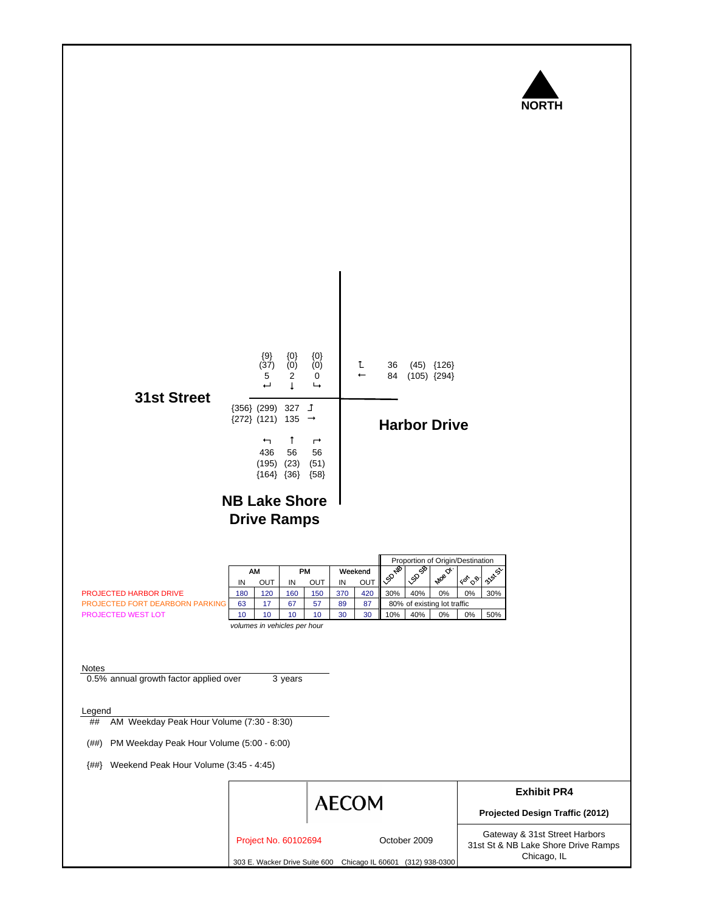NORTH

**31st Street**

**Harbor Drive**

**NB Lake Shore Drive Ramps**

Southbound approach (from north): 

| | ↵ (right) | ↓ (through) | ↳ (left) |
|---|---|---|---|
| Weekend | {9} | {0} | {0} |
| PM | (37) | (0) | (0) |
| AM | 5 | 2 | 0 |

Westbound approach (Harbor Drive):

| | AM | PM | Weekend |
|---|---|---|---|
| ↰ (right) | 36 | (45) | {126} |
| ← (through) | 84 | (105) | {294} |

Eastbound approach (31st Street):

| | Weekend | PM | AM |
|---|---|---|---|
| ↱ (left) | {356} | (299) | 327 |
| → (through) | {272} | (121) | 135 |

Northbound approach (NB Lake Shore Drive Ramps):

| | ↰ (left) | ↑ (through) | ↱ (right) |
|---|---|---|---|
| AM | 436 | 56 | 56 |
| PM | (195) | (23) | (51) |
| Weekend | {164} | {36} | {58} |

| | AM IN | AM OUT | PM IN | PM OUT | Weekend IN | Weekend OUT | LSD NB | LSD SB | Moe Dr. | Fort D.B. | 31st St. |
|---|---|---|---|---|---|---|---|---|---|---|---|
| | | | | | | | Proportion of Origin/Destination | | | | |
| PROJECTED HARBOR DRIVE | 180 | 120 | 160 | 150 | 370 | 420 | 30% | 40% | 0% | 0% | 30% |
| PROJECTED FORT DEARBORN PARKING | 63 | 17 | 67 | 57 | 89 | 87 | 80% of existing lot traffic | | | | |
| PROJECTED WEST LOT | 10 | 10 | 10 | 10 | 30 | 30 | 10% | 40% | 0% | 0% | 50% |

*volumes in vehicles per hour*

Notes

0.5% annual growth factor applied over 3 years

Legend

## AM Weekday Peak Hour Volume (7:30 - 8:30)

(##) PM Weekday Peak Hour Volume (5:00 - 6:00)

{##} Weekend Peak Hour Volume (3:45 - 4:45)

AECOM

Project No. 60102694 October 2009

303 E. Wacker Drive Suite 600 Chicago IL 60601 (312) 938-0300

**Exhibit PR4**

**Projected Design Traffic (2012)**

Gateway & 31st Street Harbors
31st St & NB Lake Shore Drive Ramps
Chicago, IL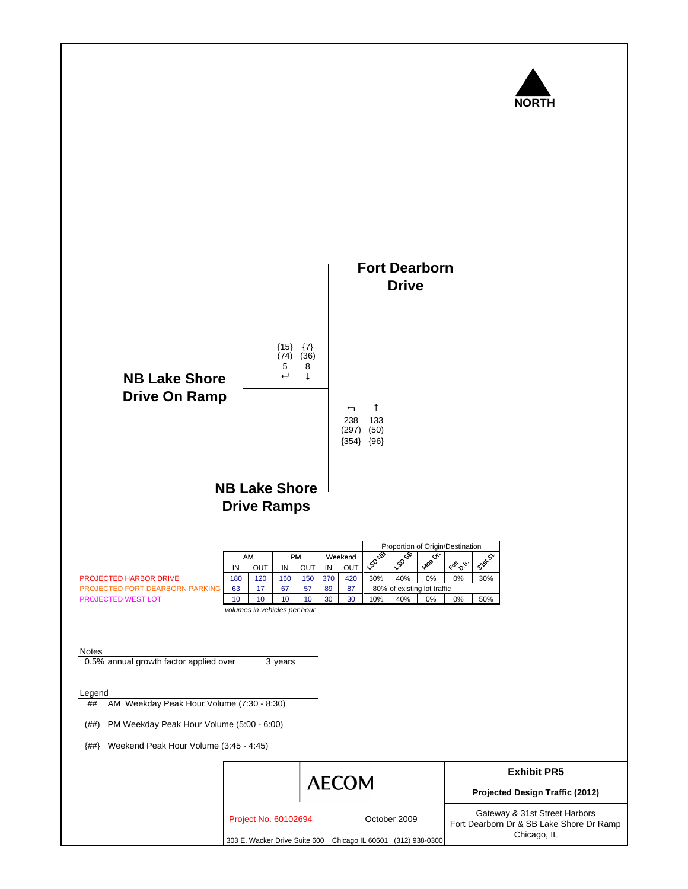NORTH

**Fort Dearborn Drive**

**NB Lake Shore Drive On Ramp**

{15} {7}
(74) (36)
5 8
↵ ↓

↤ ↑
238 133
(297) (50)
{354} {96}

**NB Lake Shore Drive Ramps**

| | AM | | PM | | Weekend | | Proportion of Origin/Destination | | | | |
|---|---|---|---|---|---|---|---|---|---|---|---|
| | IN | OUT | IN | OUT | IN | OUT | LSD NB | LSD SB | Moe Dr. | Fort D.B. | 31st St. |
| PROJECTED HARBOR DRIVE | 180 | 120 | 160 | 150 | 370 | 420 | 30% | 40% | 0% | 0% | 30% |
| PROJECTED FORT DEARBORN PARKING | 63 | 17 | 67 | 57 | 89 | 87 | 80% of existing lot traffic | | | | |
| PROJECTED WEST LOT | 10 | 10 | 10 | 10 | 30 | 30 | 10% | 40% | 0% | 0% | 50% |

*volumes in vehicles per hour*

Notes

0.5% annual growth factor applied over 3 years

Legend

## AM Weekday Peak Hour Volume (7:30 - 8:30)

(##) PM Weekday Peak Hour Volume (5:00 - 6:00)

{##} Weekend Peak Hour Volume (3:45 - 4:45)

AECOM

Project No. 60102694 October 2009

303 E. Wacker Drive Suite 600 Chicago IL 60601 (312) 938-0300

**Exhibit PR5**

**Projected Design Traffic (2012)**

Gateway & 31st Street Harbors
Fort Dearborn Dr & SB Lake Shore Dr Ramp
Chicago, IL